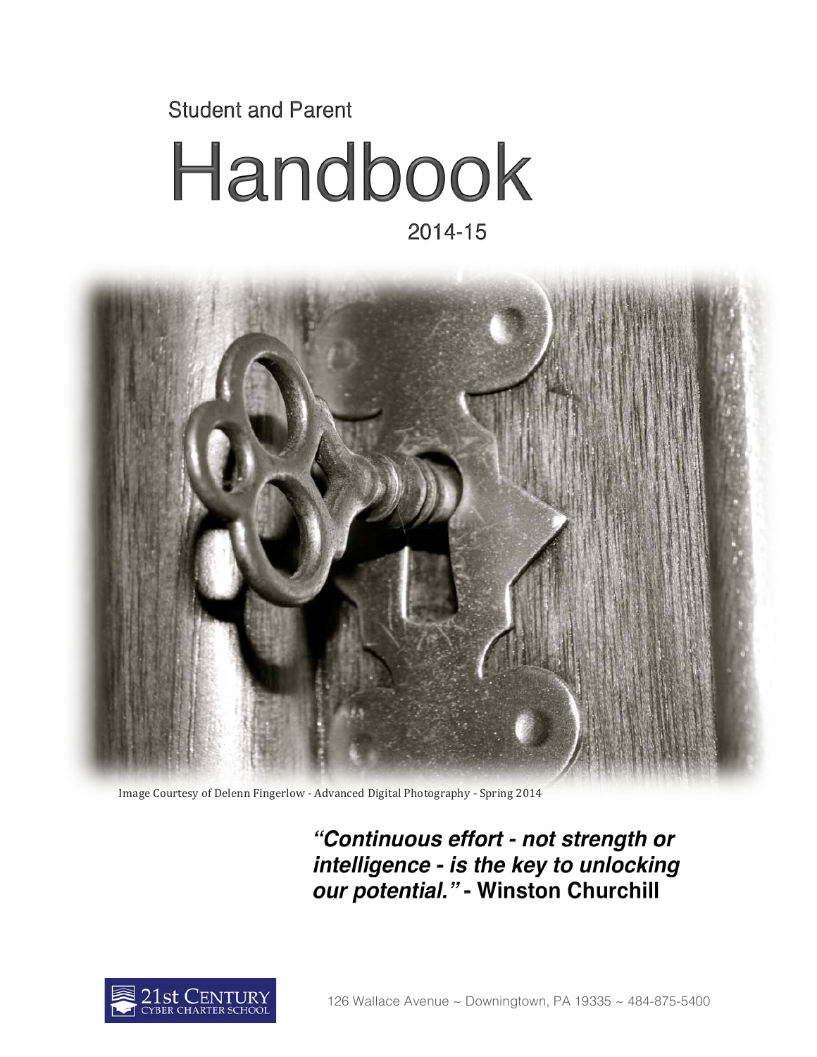Student and Parent

# Handbook

2014-15

Image Courtesy of Delenn Fingerlow - Advanced Digital Photography - Spring 2014

***"Continuous effort - not strength or intelligence - is the key to unlocking our potential."*** **- Winston Churchill**

21st CENTURY CYBER CHARTER SCHOOL

126 Wallace Avenue ~ Downingtown, PA 19335 ~ 484-875-5400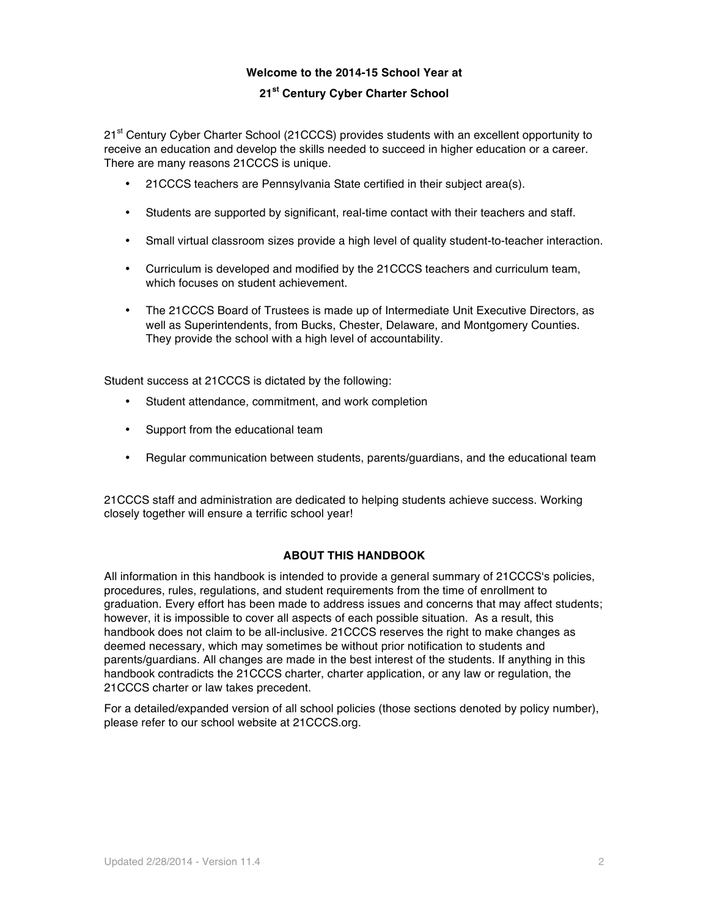# Welcome to the 2014-15 School Year at

# 21st Century Cyber Charter School

21st Century Cyber Charter School (21CCCS) provides students with an excellent opportunity to receive an education and develop the skills needed to succeed in higher education or a career. There are many reasons 21CCCS is unique.

- 21CCCS teachers are Pennsylvania State certified in their subject area(s).
- Students are supported by significant, real-time contact with their teachers and staff.
- Small virtual classroom sizes provide a high level of quality student-to-teacher interaction.
- Curriculum is developed and modified by the 21CCCS teachers and curriculum team, which focuses on student achievement.
- The 21CCCS Board of Trustees is made up of Intermediate Unit Executive Directors, as well as Superintendents, from Bucks, Chester, Delaware, and Montgomery Counties. They provide the school with a high level of accountability.

Student success at 21CCCS is dictated by the following:

- Student attendance, commitment, and work completion
- Support from the educational team
- Regular communication between students, parents/guardians, and the educational team

21CCCS staff and administration are dedicated to helping students achieve success. Working closely together will ensure a terrific school year!

## ABOUT THIS HANDBOOK

All information in this handbook is intended to provide a general summary of 21CCCS's policies, procedures, rules, regulations, and student requirements from the time of enrollment to graduation. Every effort has been made to address issues and concerns that may affect students; however, it is impossible to cover all aspects of each possible situation. As a result, this handbook does not claim to be all-inclusive. 21CCCS reserves the right to make changes as deemed necessary, which may sometimes be without prior notification to students and parents/guardians. All changes are made in the best interest of the students. If anything in this handbook contradicts the 21CCCS charter, charter application, or any law or regulation, the 21CCCS charter or law takes precedent.

For a detailed/expanded version of all school policies (those sections denoted by policy number), please refer to our school website at 21CCCS.org.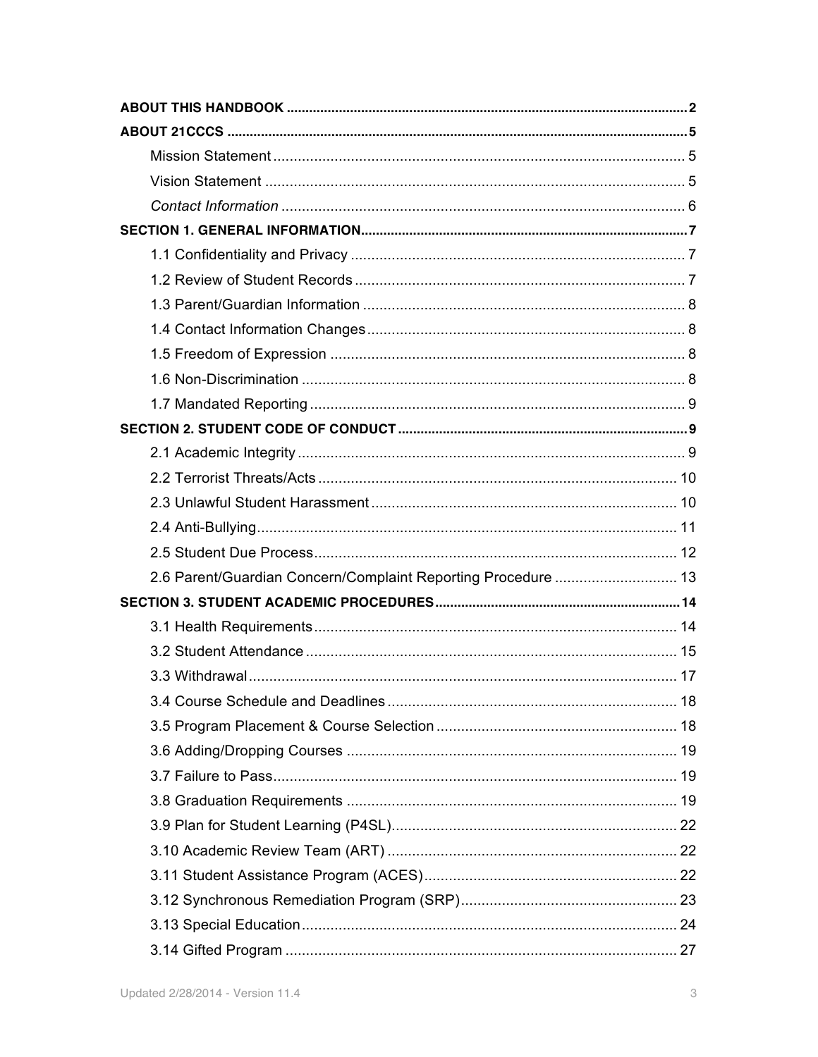**ABOUT THIS HANDBOOK** .......... 2

**ABOUT 21CCCS** .......... 5

- Mission Statement .......... 5
- Vision Statement .......... 5
- *Contact Information* .......... 6

**SECTION 1. GENERAL INFORMATION** .......... 7

- 1.1 Confidentiality and Privacy .......... 7
- 1.2 Review of Student Records .......... 7
- 1.3 Parent/Guardian Information .......... 8
- 1.4 Contact Information Changes .......... 8
- 1.5 Freedom of Expression .......... 8
- 1.6 Non-Discrimination .......... 8
- 1.7 Mandated Reporting .......... 9

**SECTION 2. STUDENT CODE OF CONDUCT** .......... 9

- 2.1 Academic Integrity .......... 9
- 2.2 Terrorist Threats/Acts .......... 10
- 2.3 Unlawful Student Harassment .......... 10
- 2.4 Anti-Bullying .......... 11
- 2.5 Student Due Process .......... 12
- 2.6 Parent/Guardian Concern/Complaint Reporting Procedure .......... 13

**SECTION 3. STUDENT ACADEMIC PROCEDURES** .......... 14

- 3.1 Health Requirements .......... 14
- 3.2 Student Attendance .......... 15
- 3.3 Withdrawal .......... 17
- 3.4 Course Schedule and Deadlines .......... 18
- 3.5 Program Placement & Course Selection .......... 18
- 3.6 Adding/Dropping Courses .......... 19
- 3.7 Failure to Pass .......... 19
- 3.8 Graduation Requirements .......... 19
- 3.9 Plan for Student Learning (P4SL) .......... 22
- 3.10 Academic Review Team (ART) .......... 22
- 3.11 Student Assistance Program (ACES) .......... 22
- 3.12 Synchronous Remediation Program (SRP) .......... 23
- 3.13 Special Education .......... 24
- 3.14 Gifted Program .......... 27

Updated 2/28/2014 - Version 11.4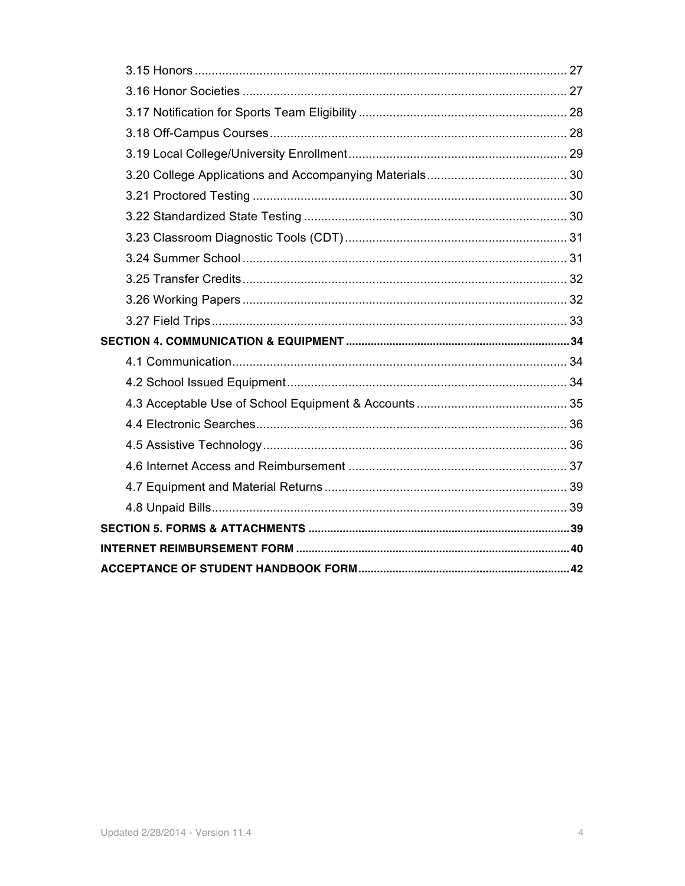3.15 Honors ........................................................................................................ 27

3.16 Honor Societies ............................................................................................ 27

3.17 Notification for Sports Team Eligibility ........................................................ 28

3.18 Off-Campus Courses .................................................................................... 28

3.19 Local College/University Enrollment ............................................................ 29

3.20 College Applications and Accompanying Materials ...................................... 30

3.21 Proctored Testing ......................................................................................... 30

3.22 Standardized State Testing .......................................................................... 30

3.23 Classroom Diagnostic Tools (CDT) .............................................................. 31

3.24 Summer School ............................................................................................ 31

3.25 Transfer Credits ............................................................................................ 32

3.26 Working Papers ............................................................................................ 32

3.27 Field Trips ..................................................................................................... 33

**SECTION 4. COMMUNICATION & EQUIPMENT ........................................................ 34**

4.1 Communication ............................................................................................... 34

4.2 School Issued Equipment ............................................................................... 34

4.3 Acceptable Use of School Equipment & Accounts .......................................... 35

4.4 Electronic Searches ........................................................................................ 36

4.5 Assistive Technology ...................................................................................... 36

4.6 Internet Access and Reimbursement .............................................................. 37

4.7 Equipment and Material Returns .................................................................... 39

4.8 Unpaid Bills ..................................................................................................... 39

**SECTION 5. FORMS & ATTACHMENTS ................................................................... 39**

**INTERNET REIMBURSEMENT FORM ....................................................................... 40**

**ACCEPTANCE OF STUDENT HANDBOOK FORM ................................................... 42**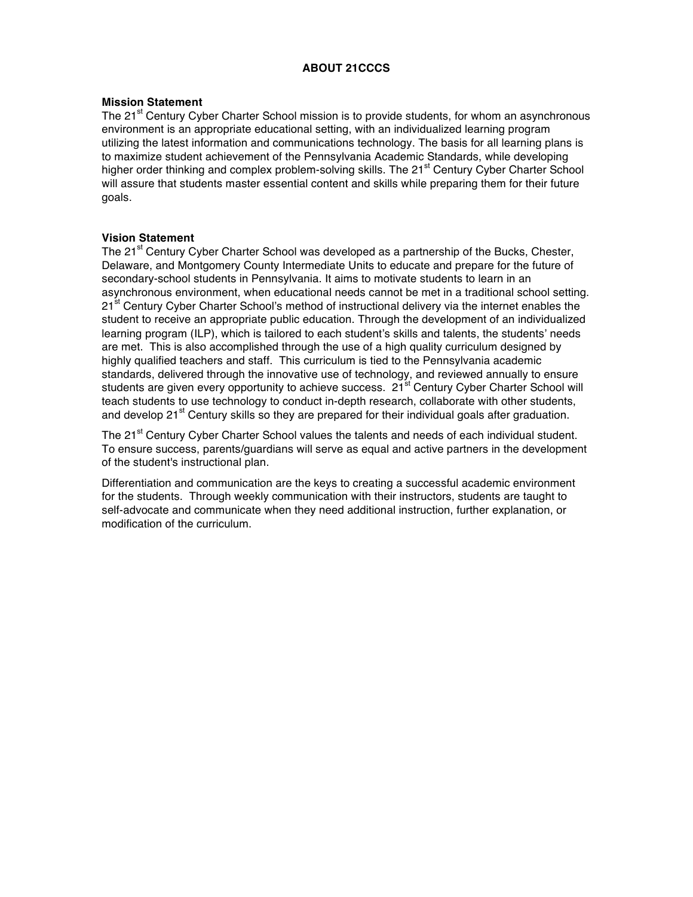## ABOUT 21CCCS

### Mission Statement

The 21st Century Cyber Charter School mission is to provide students, for whom an asynchronous environment is an appropriate educational setting, with an individualized learning program utilizing the latest information and communications technology. The basis for all learning plans is to maximize student achievement of the Pennsylvania Academic Standards, while developing higher order thinking and complex problem-solving skills. The 21st Century Cyber Charter School will assure that students master essential content and skills while preparing them for their future goals.

### Vision Statement

The 21st Century Cyber Charter School was developed as a partnership of the Bucks, Chester, Delaware, and Montgomery County Intermediate Units to educate and prepare for the future of secondary-school students in Pennsylvania. It aims to motivate students to learn in an asynchronous environment, when educational needs cannot be met in a traditional school setting. 21st Century Cyber Charter School's method of instructional delivery via the internet enables the student to receive an appropriate public education. Through the development of an individualized learning program (ILP), which is tailored to each student's skills and talents, the students' needs are met. This is also accomplished through the use of a high quality curriculum designed by highly qualified teachers and staff. This curriculum is tied to the Pennsylvania academic standards, delivered through the innovative use of technology, and reviewed annually to ensure students are given every opportunity to achieve success. 21st Century Cyber Charter School will teach students to use technology to conduct in-depth research, collaborate with other students, and develop 21st Century skills so they are prepared for their individual goals after graduation.

The 21st Century Cyber Charter School values the talents and needs of each individual student. To ensure success, parents/guardians will serve as equal and active partners in the development of the student's instructional plan.

Differentiation and communication are the keys to creating a successful academic environment for the students. Through weekly communication with their instructors, students are taught to self-advocate and communicate when they need additional instruction, further explanation, or modification of the curriculum.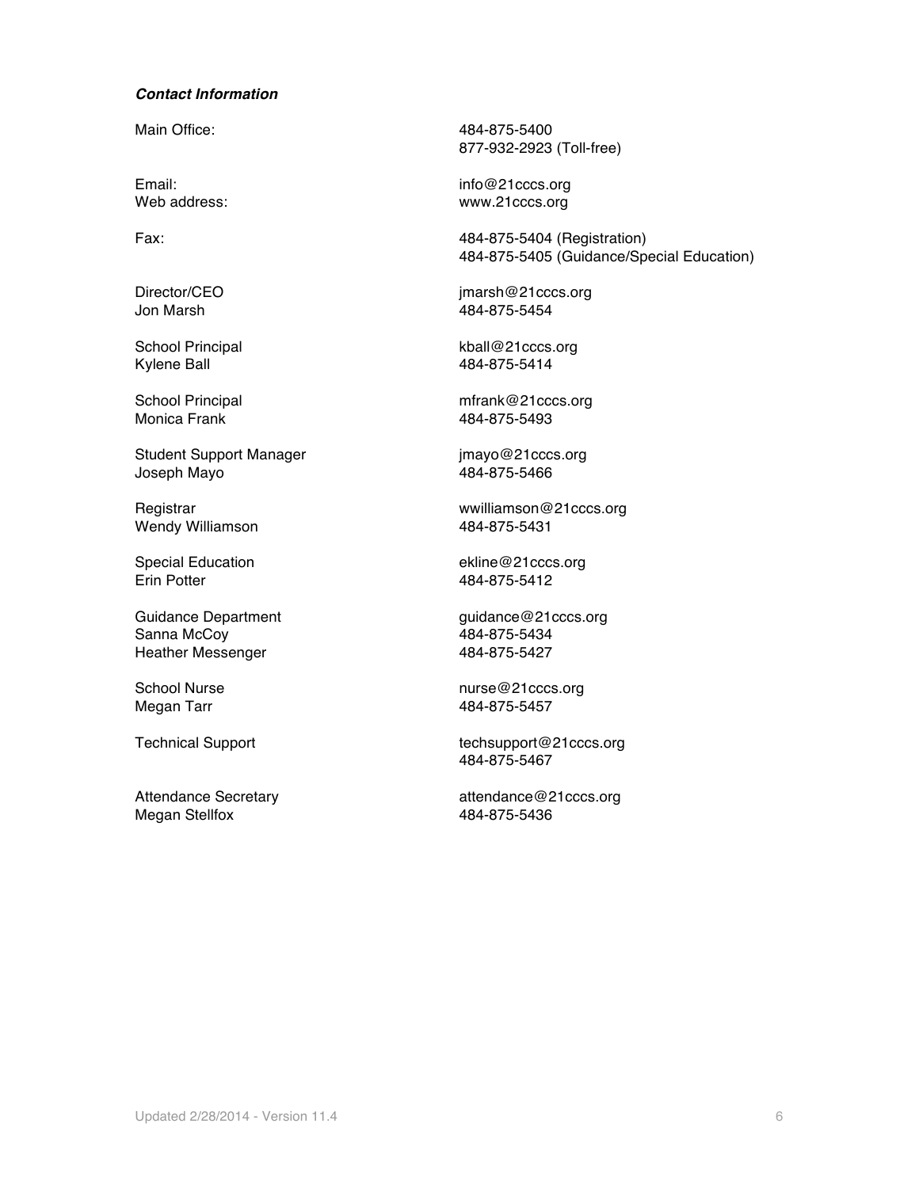***Contact Information***

| | |
|---|---|
| Main Office: | 484-875-5400<br>877-932-2923 (Toll-free) |
| Email: | info@21cccs.org |
| Web address: | www.21cccs.org |
| Fax: | 484-875-5404 (Registration)<br>484-875-5405 (Guidance/Special Education) |
| Director/CEO<br>Jon Marsh | jmarsh@21cccs.org<br>484-875-5454 |
| School Principal<br>Kylene Ball | kball@21cccs.org<br>484-875-5414 |
| School Principal<br>Monica Frank | mfrank@21cccs.org<br>484-875-5493 |
| Student Support Manager<br>Joseph Mayo | jmayo@21cccs.org<br>484-875-5466 |
| Registrar<br>Wendy Williamson | wwilliamson@21cccs.org<br>484-875-5431 |
| Special Education<br>Erin Potter | ekline@21cccs.org<br>484-875-5412 |
| Guidance Department<br>Sanna McCoy<br>Heather Messenger | guidance@21cccs.org<br>484-875-5434<br>484-875-5427 |
| School Nurse<br>Megan Tarr | nurse@21cccs.org<br>484-875-5457 |
| Technical Support | techsupport@21cccs.org<br>484-875-5467 |
| Attendance Secretary<br>Megan Stellfox | attendance@21cccs.org<br>484-875-5436 |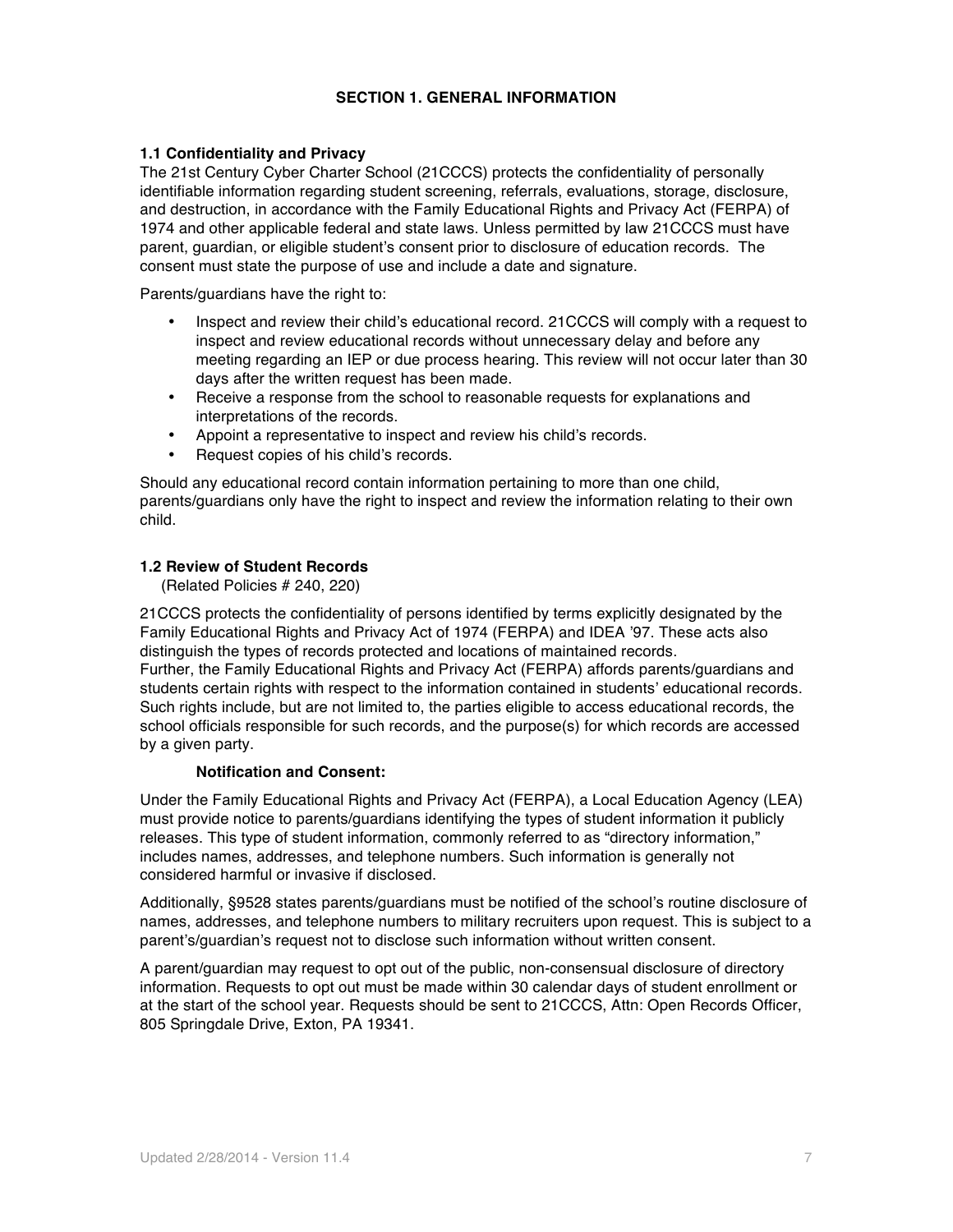# SECTION 1. GENERAL INFORMATION

### 1.1 Confidentiality and Privacy

The 21st Century Cyber Charter School (21CCCS) protects the confidentiality of personally identifiable information regarding student screening, referrals, evaluations, storage, disclosure, and destruction, in accordance with the Family Educational Rights and Privacy Act (FERPA) of 1974 and other applicable federal and state laws. Unless permitted by law 21CCCS must have parent, guardian, or eligible student's consent prior to disclosure of education records. The consent must state the purpose of use and include a date and signature.

Parents/guardians have the right to:

- Inspect and review their child's educational record. 21CCCS will comply with a request to inspect and review educational records without unnecessary delay and before any meeting regarding an IEP or due process hearing. This review will not occur later than 30 days after the written request has been made.
- Receive a response from the school to reasonable requests for explanations and interpretations of the records.
- Appoint a representative to inspect and review his child's records.
- Request copies of his child's records.

Should any educational record contain information pertaining to more than one child, parents/guardians only have the right to inspect and review the information relating to their own child.

### 1.2 Review of Student Records

(Related Policies # 240, 220)

21CCCS protects the confidentiality of persons identified by terms explicitly designated by the Family Educational Rights and Privacy Act of 1974 (FERPA) and IDEA '97. These acts also distinguish the types of records protected and locations of maintained records.
Further, the Family Educational Rights and Privacy Act (FERPA) affords parents/guardians and students certain rights with respect to the information contained in students' educational records. Such rights include, but are not limited to, the parties eligible to access educational records, the school officials responsible for such records, and the purpose(s) for which records are accessed by a given party.

**Notification and Consent:**

Under the Family Educational Rights and Privacy Act (FERPA), a Local Education Agency (LEA) must provide notice to parents/guardians identifying the types of student information it publicly releases. This type of student information, commonly referred to as "directory information," includes names, addresses, and telephone numbers. Such information is generally not considered harmful or invasive if disclosed.

Additionally, §9528 states parents/guardians must be notified of the school's routine disclosure of names, addresses, and telephone numbers to military recruiters upon request. This is subject to a parent's/guardian's request not to disclose such information without written consent.

A parent/guardian may request to opt out of the public, non-consensual disclosure of directory information. Requests to opt out must be made within 30 calendar days of student enrollment or at the start of the school year. Requests should be sent to 21CCCS, Attn: Open Records Officer, 805 Springdale Drive, Exton, PA 19341.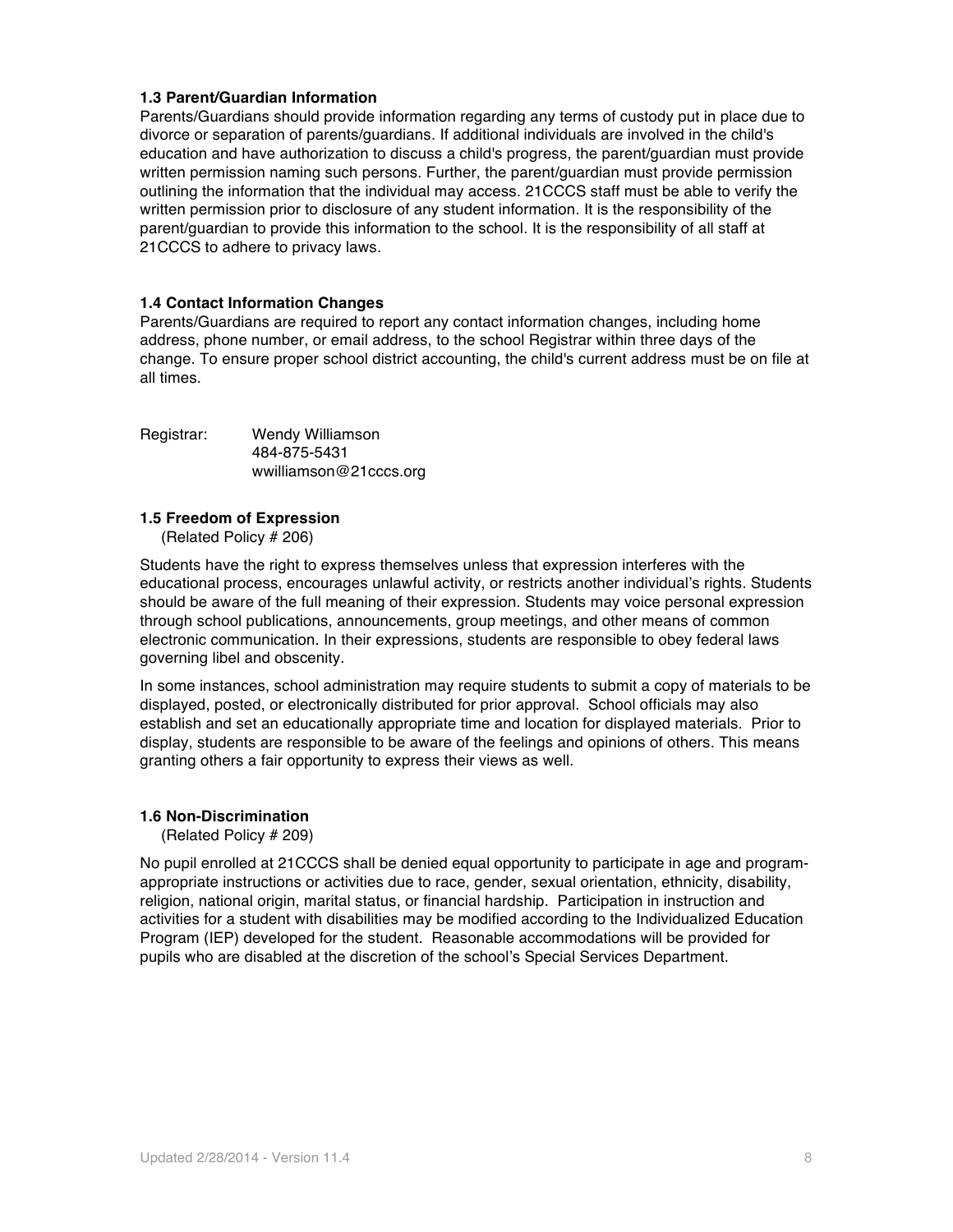### 1.3 Parent/Guardian Information

Parents/Guardians should provide information regarding any terms of custody put in place due to divorce or separation of parents/guardians. If additional individuals are involved in the child's education and have authorization to discuss a child's progress, the parent/guardian must provide written permission naming such persons. Further, the parent/guardian must provide permission outlining the information that the individual may access. 21CCCS staff must be able to verify the written permission prior to disclosure of any student information. It is the responsibility of the parent/guardian to provide this information to the school. It is the responsibility of all staff at 21CCCS to adhere to privacy laws.

### 1.4 Contact Information Changes

Parents/Guardians are required to report any contact information changes, including home address, phone number, or email address, to the school Registrar within three days of the change. To ensure proper school district accounting, the child's current address must be on file at all times.

Registrar: Wendy Williamson
484-875-5431
wwilliamson@21cccs.org

### 1.5 Freedom of Expression

(Related Policy # 206)

Students have the right to express themselves unless that expression interferes with the educational process, encourages unlawful activity, or restricts another individual's rights. Students should be aware of the full meaning of their expression. Students may voice personal expression through school publications, announcements, group meetings, and other means of common electronic communication. In their expressions, students are responsible to obey federal laws governing libel and obscenity.

In some instances, school administration may require students to submit a copy of materials to be displayed, posted, or electronically distributed for prior approval. School officials may also establish and set an educationally appropriate time and location for displayed materials. Prior to display, students are responsible to be aware of the feelings and opinions of others. This means granting others a fair opportunity to express their views as well.

### 1.6 Non-Discrimination

(Related Policy # 209)

No pupil enrolled at 21CCCS shall be denied equal opportunity to participate in age and program-appropriate instructions or activities due to race, gender, sexual orientation, ethnicity, disability, religion, national origin, marital status, or financial hardship. Participation in instruction and activities for a student with disabilities may be modified according to the Individualized Education Program (IEP) developed for the student. Reasonable accommodations will be provided for pupils who are disabled at the discretion of the school's Special Services Department.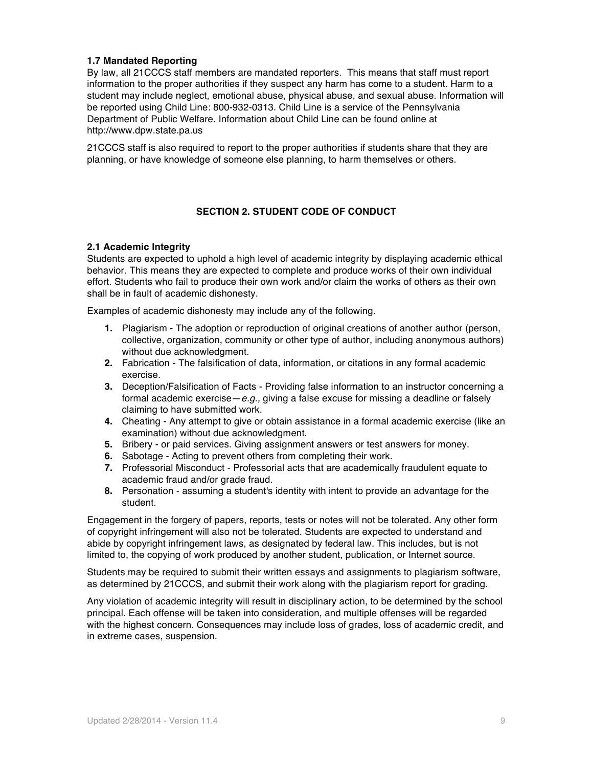### 1.7 Mandated Reporting

By law, all 21CCCS staff members are mandated reporters. This means that staff must report information to the proper authorities if they suspect any harm has come to a student. Harm to a student may include neglect, emotional abuse, physical abuse, and sexual abuse. Information will be reported using Child Line: 800-932-0313. Child Line is a service of the Pennsylvania Department of Public Welfare. Information about Child Line can be found online at http://www.dpw.state.pa.us

21CCCS staff is also required to report to the proper authorities if students share that they are planning, or have knowledge of someone else planning, to harm themselves or others.

## SECTION 2. STUDENT CODE OF CONDUCT

### 2.1 Academic Integrity

Students are expected to uphold a high level of academic integrity by displaying academic ethical behavior. This means they are expected to complete and produce works of their own individual effort. Students who fail to produce their own work and/or claim the works of others as their own shall be in fault of academic dishonesty.

Examples of academic dishonesty may include any of the following.

1. Plagiarism - The adoption or reproduction of original creations of another author (person, collective, organization, community or other type of author, including anonymous authors) without due acknowledgment.
2. Fabrication - The falsification of data, information, or citations in any formal academic exercise.
3. Deception/Falsification of Facts - Providing false information to an instructor concerning a formal academic exercise—*e.g.,* giving a false excuse for missing a deadline or falsely claiming to have submitted work.
4. Cheating - Any attempt to give or obtain assistance in a formal academic exercise (like an examination) without due acknowledgment.
5. Bribery - or paid services. Giving assignment answers or test answers for money.
6. Sabotage - Acting to prevent others from completing their work.
7. Professorial Misconduct - Professorial acts that are academically fraudulent equate to academic fraud and/or grade fraud.
8. Personation - assuming a student's identity with intent to provide an advantage for the student.

Engagement in the forgery of papers, reports, tests or notes will not be tolerated. Any other form of copyright infringement will also not be tolerated. Students are expected to understand and abide by copyright infringement laws, as designated by federal law. This includes, but is not limited to, the copying of work produced by another student, publication, or Internet source.

Students may be required to submit their written essays and assignments to plagiarism software, as determined by 21CCCS, and submit their work along with the plagiarism report for grading.

Any violation of academic integrity will result in disciplinary action, to be determined by the school principal. Each offense will be taken into consideration, and multiple offenses will be regarded with the highest concern. Consequences may include loss of grades, loss of academic credit, and in extreme cases, suspension.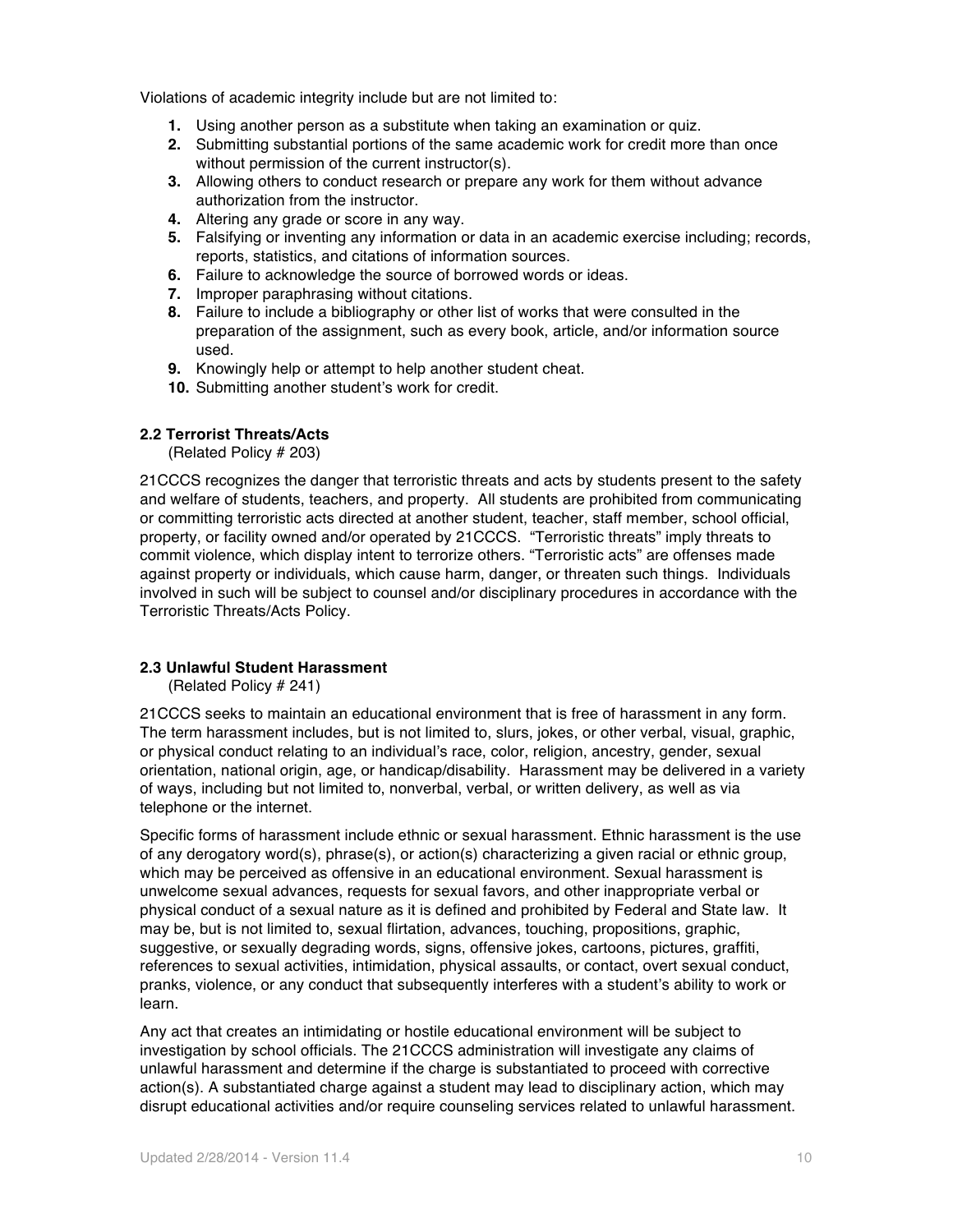Violations of academic integrity include but are not limited to:

1. Using another person as a substitute when taking an examination or quiz.
2. Submitting substantial portions of the same academic work for credit more than once without permission of the current instructor(s).
3. Allowing others to conduct research or prepare any work for them without advance authorization from the instructor.
4. Altering any grade or score in any way.
5. Falsifying or inventing any information or data in an academic exercise including; records, reports, statistics, and citations of information sources.
6. Failure to acknowledge the source of borrowed words or ideas.
7. Improper paraphrasing without citations.
8. Failure to include a bibliography or other list of works that were consulted in the preparation of the assignment, such as every book, article, and/or information source used.
9. Knowingly help or attempt to help another student cheat.
10. Submitting another student's work for credit.

### 2.2 Terrorist Threats/Acts

(Related Policy # 203)

21CCCS recognizes the danger that terroristic threats and acts by students present to the safety and welfare of students, teachers, and property. All students are prohibited from communicating or committing terroristic acts directed at another student, teacher, staff member, school official, property, or facility owned and/or operated by 21CCCS. "Terroristic threats" imply threats to commit violence, which display intent to terrorize others. "Terroristic acts" are offenses made against property or individuals, which cause harm, danger, or threaten such things. Individuals involved in such will be subject to counsel and/or disciplinary procedures in accordance with the Terroristic Threats/Acts Policy.

### 2.3 Unlawful Student Harassment

(Related Policy # 241)

21CCCS seeks to maintain an educational environment that is free of harassment in any form. The term harassment includes, but is not limited to, slurs, jokes, or other verbal, visual, graphic, or physical conduct relating to an individual's race, color, religion, ancestry, gender, sexual orientation, national origin, age, or handicap/disability. Harassment may be delivered in a variety of ways, including but not limited to, nonverbal, verbal, or written delivery, as well as via telephone or the internet.

Specific forms of harassment include ethnic or sexual harassment. Ethnic harassment is the use of any derogatory word(s), phrase(s), or action(s) characterizing a given racial or ethnic group, which may be perceived as offensive in an educational environment. Sexual harassment is unwelcome sexual advances, requests for sexual favors, and other inappropriate verbal or physical conduct of a sexual nature as it is defined and prohibited by Federal and State law. It may be, but is not limited to, sexual flirtation, advances, touching, propositions, graphic, suggestive, or sexually degrading words, signs, offensive jokes, cartoons, pictures, graffiti, references to sexual activities, intimidation, physical assaults, or contact, overt sexual conduct, pranks, violence, or any conduct that subsequently interferes with a student's ability to work or learn.

Any act that creates an intimidating or hostile educational environment will be subject to investigation by school officials. The 21CCCS administration will investigate any claims of unlawful harassment and determine if the charge is substantiated to proceed with corrective action(s). A substantiated charge against a student may lead to disciplinary action, which may disrupt educational activities and/or require counseling services related to unlawful harassment.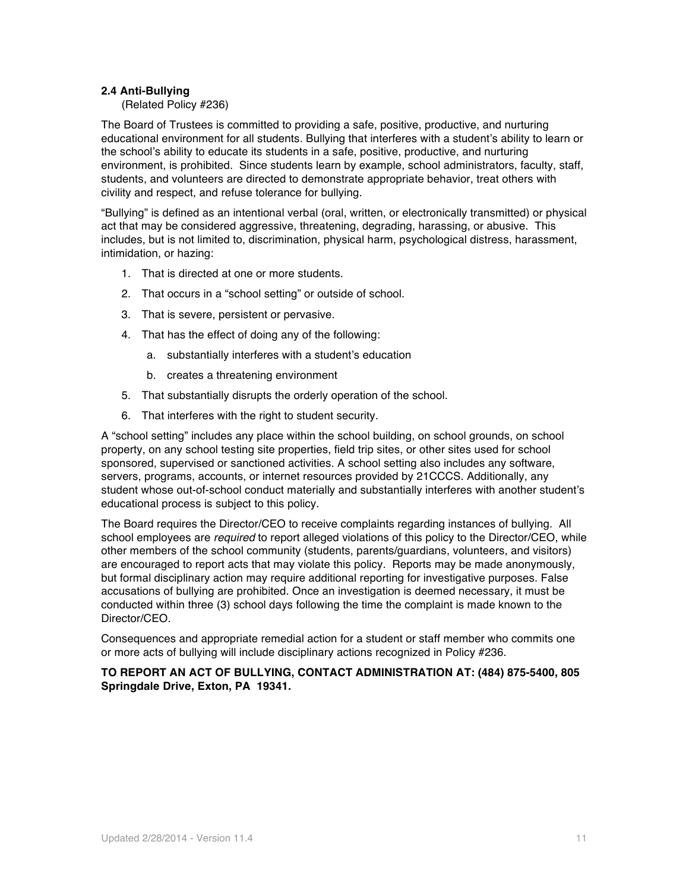### 2.4 Anti-Bullying

(Related Policy #236)

The Board of Trustees is committed to providing a safe, positive, productive, and nurturing educational environment for all students. Bullying that interferes with a student's ability to learn or the school's ability to educate its students in a safe, positive, productive, and nurturing environment, is prohibited. Since students learn by example, school administrators, faculty, staff, students, and volunteers are directed to demonstrate appropriate behavior, treat others with civility and respect, and refuse tolerance for bullying.

"Bullying" is defined as an intentional verbal (oral, written, or electronically transmitted) or physical act that may be considered aggressive, threatening, degrading, harassing, or abusive. This includes, but is not limited to, discrimination, physical harm, psychological distress, harassment, intimidation, or hazing:

1. That is directed at one or more students.
2. That occurs in a "school setting" or outside of school.
3. That is severe, persistent or pervasive.
4. That has the effect of doing any of the following:
   a. substantially interferes with a student's education
   b. creates a threatening environment
5. That substantially disrupts the orderly operation of the school.
6. That interferes with the right to student security.

A "school setting" includes any place within the school building, on school grounds, on school property, on any school testing site properties, field trip sites, or other sites used for school sponsored, supervised or sanctioned activities. A school setting also includes any software, servers, programs, accounts, or internet resources provided by 21CCCS. Additionally, any student whose out-of-school conduct materially and substantially interferes with another student's educational process is subject to this policy.

The Board requires the Director/CEO to receive complaints regarding instances of bullying. All school employees are *required* to report alleged violations of this policy to the Director/CEO, while other members of the school community (students, parents/guardians, volunteers, and visitors) are encouraged to report acts that may violate this policy. Reports may be made anonymously, but formal disciplinary action may require additional reporting for investigative purposes. False accusations of bullying are prohibited. Once an investigation is deemed necessary, it must be conducted within three (3) school days following the time the complaint is made known to the Director/CEO.

Consequences and appropriate remedial action for a student or staff member who commits one or more acts of bullying will include disciplinary actions recognized in Policy #236.

**TO REPORT AN ACT OF BULLYING, CONTACT ADMINISTRATION AT: (484) 875-5400, 805 Springdale Drive, Exton, PA 19341.**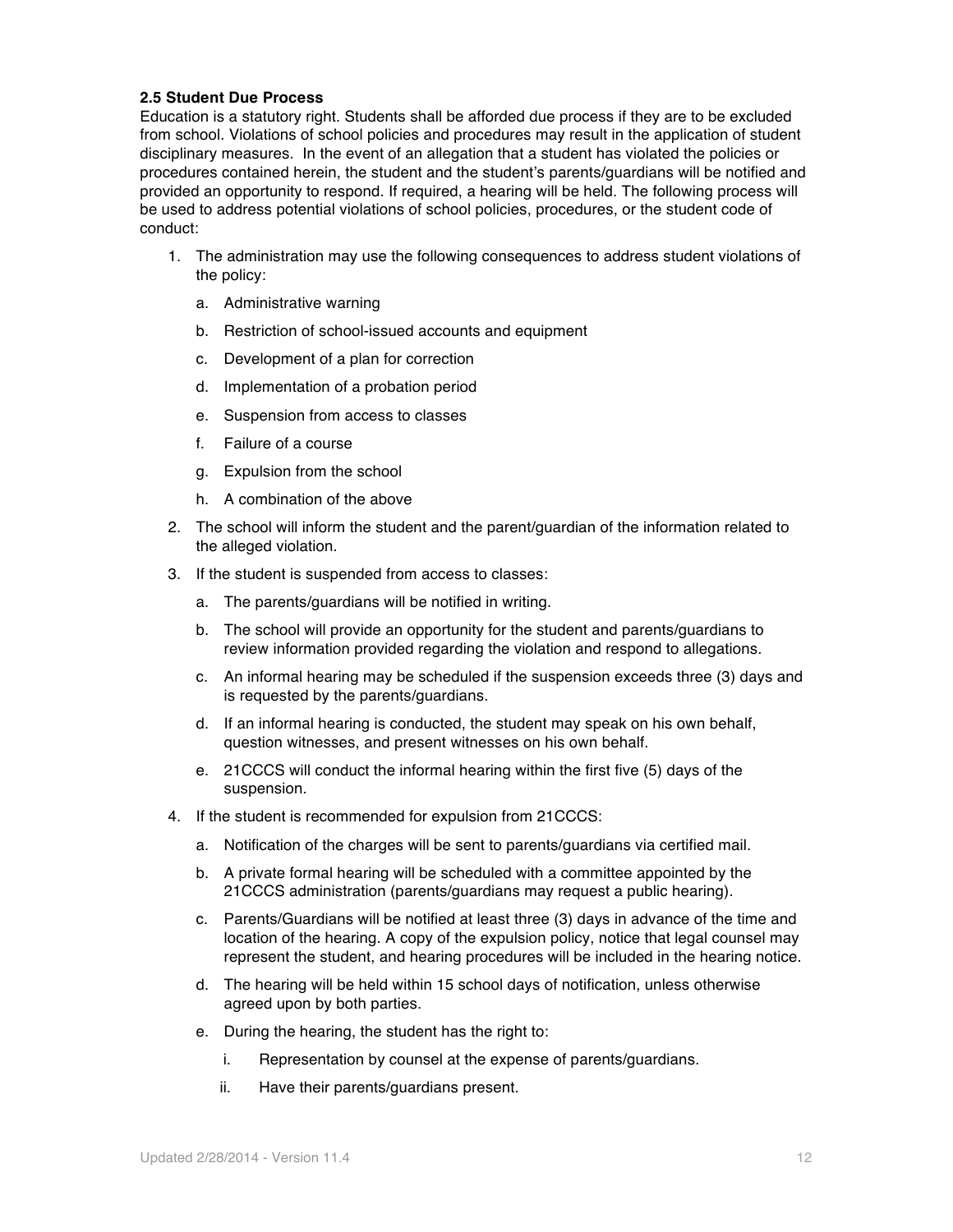**2.5 Student Due Process**

Education is a statutory right. Students shall be afforded due process if they are to be excluded from school. Violations of school policies and procedures may result in the application of student disciplinary measures. In the event of an allegation that a student has violated the policies or procedures contained herein, the student and the student's parents/guardians will be notified and provided an opportunity to respond. If required, a hearing will be held. The following process will be used to address potential violations of school policies, procedures, or the student code of conduct:

1. The administration may use the following consequences to address student violations of the policy:
   a. Administrative warning
   b. Restriction of school-issued accounts and equipment
   c. Development of a plan for correction
   d. Implementation of a probation period
   e. Suspension from access to classes
   f. Failure of a course
   g. Expulsion from the school
   h. A combination of the above
2. The school will inform the student and the parent/guardian of the information related to the alleged violation.
3. If the student is suspended from access to classes:
   a. The parents/guardians will be notified in writing.
   b. The school will provide an opportunity for the student and parents/guardians to review information provided regarding the violation and respond to allegations.
   c. An informal hearing may be scheduled if the suspension exceeds three (3) days and is requested by the parents/guardians.
   d. If an informal hearing is conducted, the student may speak on his own behalf, question witnesses, and present witnesses on his own behalf.
   e. 21CCCS will conduct the informal hearing within the first five (5) days of the suspension.
4. If the student is recommended for expulsion from 21CCCS:
   a. Notification of the charges will be sent to parents/guardians via certified mail.
   b. A private formal hearing will be scheduled with a committee appointed by the 21CCCS administration (parents/guardians may request a public hearing).
   c. Parents/Guardians will be notified at least three (3) days in advance of the time and location of the hearing. A copy of the expulsion policy, notice that legal counsel may represent the student, and hearing procedures will be included in the hearing notice.
   d. The hearing will be held within 15 school days of notification, unless otherwise agreed upon by both parties.
   e. During the hearing, the student has the right to:
      i. Representation by counsel at the expense of parents/guardians.
      ii. Have their parents/guardians present.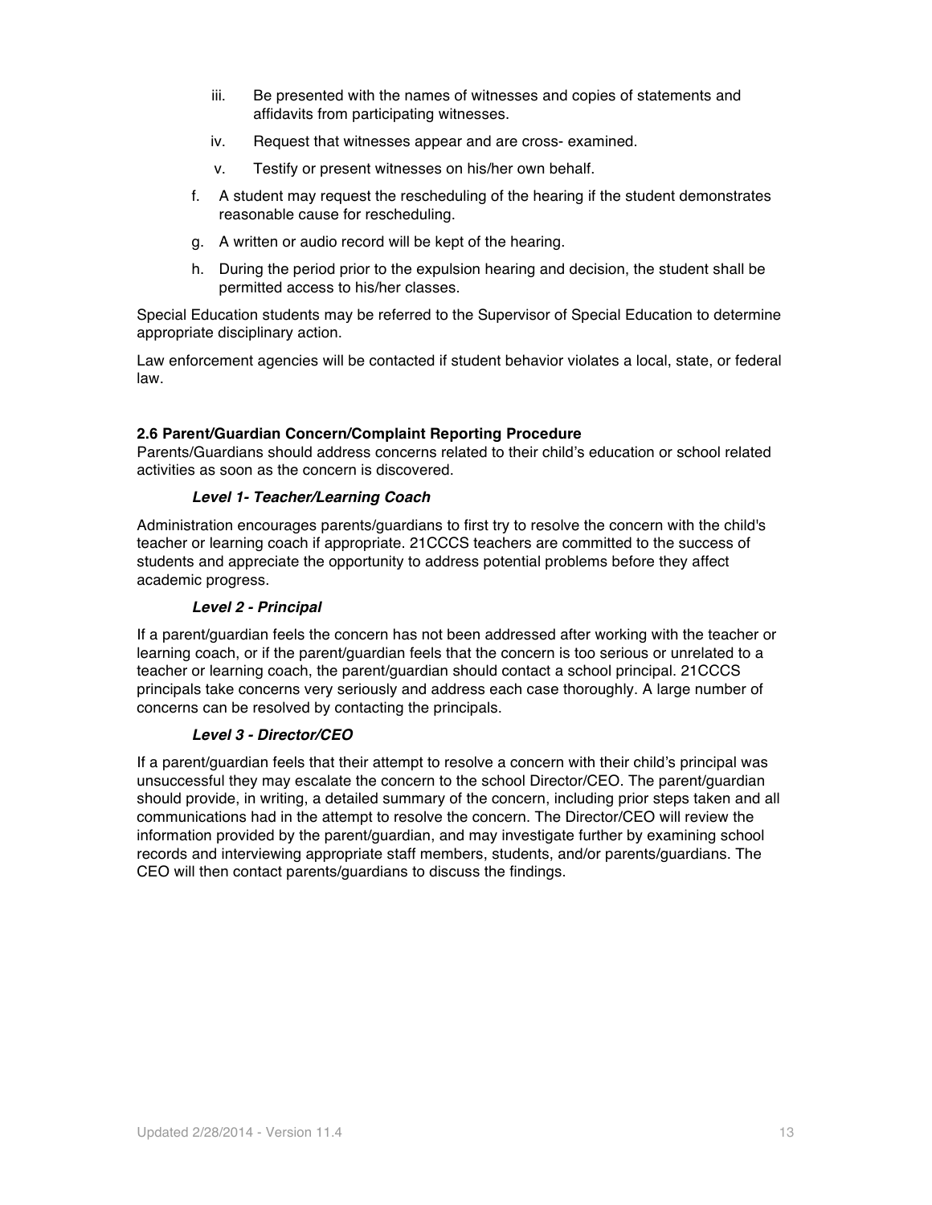iii. Be presented with the names of witnesses and copies of statements and affidavits from participating witnesses.

iv. Request that witnesses appear and are cross- examined.

v. Testify or present witnesses on his/her own behalf.

f. A student may request the rescheduling of the hearing if the student demonstrates reasonable cause for rescheduling.

g. A written or audio record will be kept of the hearing.

h. During the period prior to the expulsion hearing and decision, the student shall be permitted access to his/her classes.

Special Education students may be referred to the Supervisor of Special Education to determine appropriate disciplinary action.

Law enforcement agencies will be contacted if student behavior violates a local, state, or federal law.

**2.6 Parent/Guardian Concern/Complaint Reporting Procedure**

Parents/Guardians should address concerns related to their child's education or school related activities as soon as the concern is discovered.

***Level 1- Teacher/Learning Coach***

Administration encourages parents/guardians to first try to resolve the concern with the child's teacher or learning coach if appropriate. 21CCCS teachers are committed to the success of students and appreciate the opportunity to address potential problems before they affect academic progress.

***Level 2 - Principal***

If a parent/guardian feels the concern has not been addressed after working with the teacher or learning coach, or if the parent/guardian feels that the concern is too serious or unrelated to a teacher or learning coach, the parent/guardian should contact a school principal. 21CCCS principals take concerns very seriously and address each case thoroughly. A large number of concerns can be resolved by contacting the principals.

***Level 3 - Director/CEO***

If a parent/guardian feels that their attempt to resolve a concern with their child's principal was unsuccessful they may escalate the concern to the school Director/CEO. The parent/guardian should provide, in writing, a detailed summary of the concern, including prior steps taken and all communications had in the attempt to resolve the concern. The Director/CEO will review the information provided by the parent/guardian, and may investigate further by examining school records and interviewing appropriate staff members, students, and/or parents/guardians. The CEO will then contact parents/guardians to discuss the findings.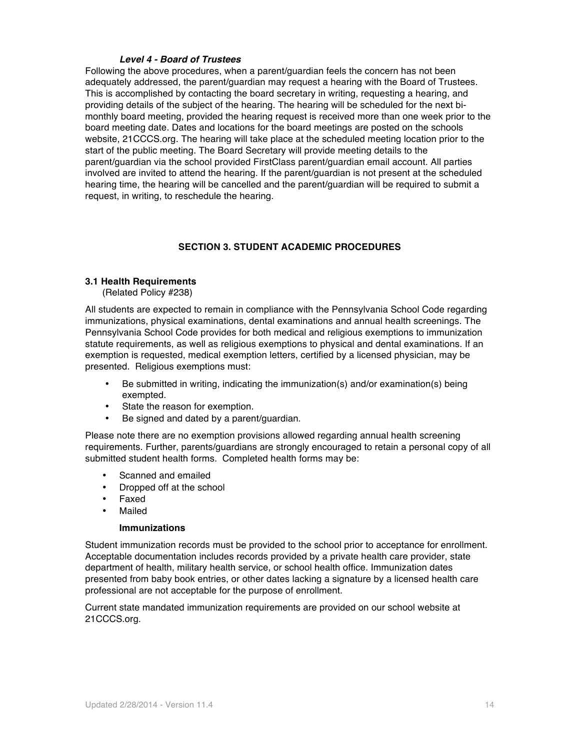#### ***Level 4 - Board of Trustees***

Following the above procedures, when a parent/guardian feels the concern has not been adequately addressed, the parent/guardian may request a hearing with the Board of Trustees. This is accomplished by contacting the board secretary in writing, requesting a hearing, and providing details of the subject of the hearing. The hearing will be scheduled for the next bi-monthly board meeting, provided the hearing request is received more than one week prior to the board meeting date. Dates and locations for the board meetings are posted on the schools website, 21CCCS.org. The hearing will take place at the scheduled meeting location prior to the start of the public meeting. The Board Secretary will provide meeting details to the parent/guardian via the school provided FirstClass parent/guardian email account. All parties involved are invited to attend the hearing. If the parent/guardian is not present at the scheduled hearing time, the hearing will be cancelled and the parent/guardian will be required to submit a request, in writing, to reschedule the hearing.

## SECTION 3. STUDENT ACADEMIC PROCEDURES

### 3.1 Health Requirements

(Related Policy #238)

All students are expected to remain in compliance with the Pennsylvania School Code regarding immunizations, physical examinations, dental examinations and annual health screenings. The Pennsylvania School Code provides for both medical and religious exemptions to immunization statute requirements, as well as religious exemptions to physical and dental examinations. If an exemption is requested, medical exemption letters, certified by a licensed physician, may be presented. Religious exemptions must:

- Be submitted in writing, indicating the immunization(s) and/or examination(s) being exempted.
- State the reason for exemption.
- Be signed and dated by a parent/guardian.

Please note there are no exemption provisions allowed regarding annual health screening requirements. Further, parents/guardians are strongly encouraged to retain a personal copy of all submitted student health forms. Completed health forms may be:

- Scanned and emailed
- Dropped off at the school
- Faxed
- Mailed

#### Immunizations

Student immunization records must be provided to the school prior to acceptance for enrollment. Acceptable documentation includes records provided by a private health care provider, state department of health, military health service, or school health office. Immunization dates presented from baby book entries, or other dates lacking a signature by a licensed health care professional are not acceptable for the purpose of enrollment.

Current state mandated immunization requirements are provided on our school website at 21CCCS.org.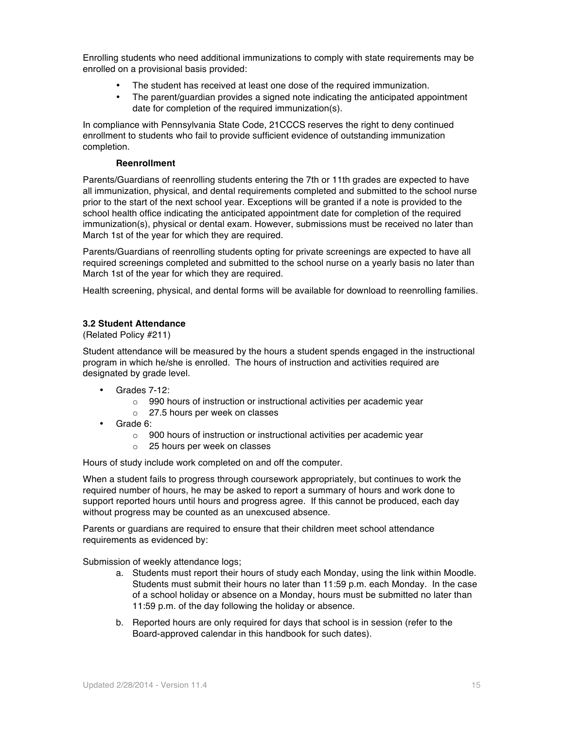Enrolling students who need additional immunizations to comply with state requirements may be enrolled on a provisional basis provided:

- The student has received at least one dose of the required immunization.
- The parent/guardian provides a signed note indicating the anticipated appointment date for completion of the required immunization(s).

In compliance with Pennsylvania State Code, 21CCCS reserves the right to deny continued enrollment to students who fail to provide sufficient evidence of outstanding immunization completion.

**Reenrollment**

Parents/Guardians of reenrolling students entering the 7th or 11th grades are expected to have all immunization, physical, and dental requirements completed and submitted to the school nurse prior to the start of the next school year. Exceptions will be granted if a note is provided to the school health office indicating the anticipated appointment date for completion of the required immunization(s), physical or dental exam. However, submissions must be received no later than March 1st of the year for which they are required.

Parents/Guardians of reenrolling students opting for private screenings are expected to have all required screenings completed and submitted to the school nurse on a yearly basis no later than March 1st of the year for which they are required.

Health screening, physical, and dental forms will be available for download to reenrolling families.

### 3.2 Student Attendance

(Related Policy #211)

Student attendance will be measured by the hours a student spends engaged in the instructional program in which he/she is enrolled. The hours of instruction and activities required are designated by grade level.

- Grades 7-12:
  - 990 hours of instruction or instructional activities per academic year
  - 27.5 hours per week on classes
- Grade 6:
  - 900 hours of instruction or instructional activities per academic year
  - 25 hours per week on classes

Hours of study include work completed on and off the computer.

When a student fails to progress through coursework appropriately, but continues to work the required number of hours, he may be asked to report a summary of hours and work done to support reported hours until hours and progress agree. If this cannot be produced, each day without progress may be counted as an unexcused absence.

Parents or guardians are required to ensure that their children meet school attendance requirements as evidenced by:

Submission of weekly attendance logs;

a. Students must report their hours of study each Monday, using the link within Moodle. Students must submit their hours no later than 11:59 p.m. each Monday. In the case of a school holiday or absence on a Monday, hours must be submitted no later than 11:59 p.m. of the day following the holiday or absence.

b. Reported hours are only required for days that school is in session (refer to the Board-approved calendar in this handbook for such dates).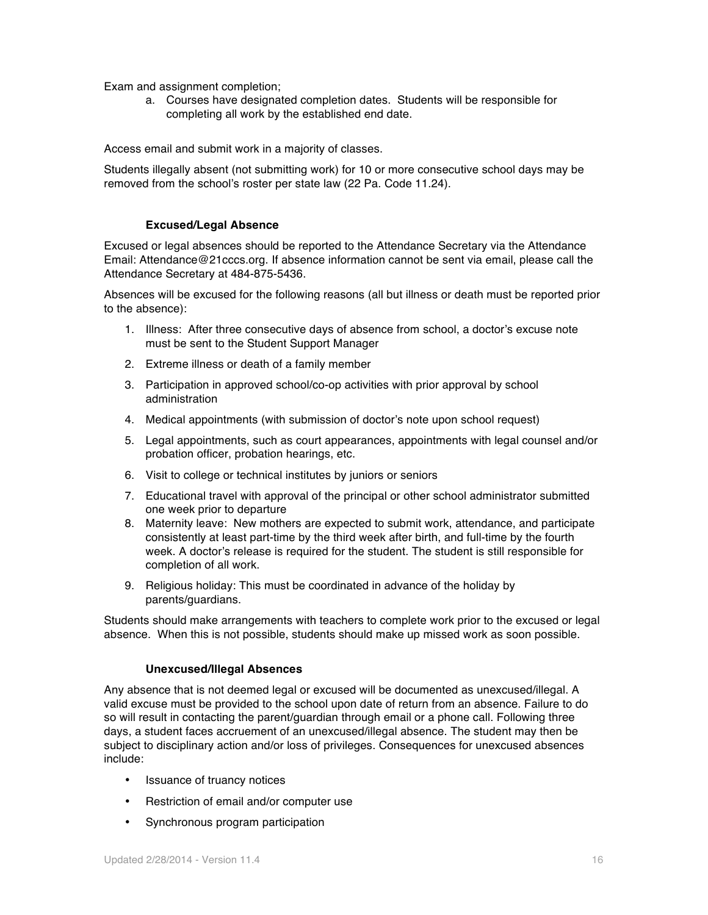Exam and assignment completion;

a. Courses have designated completion dates. Students will be responsible for completing all work by the established end date.

Access email and submit work in a majority of classes.

Students illegally absent (not submitting work) for 10 or more consecutive school days may be removed from the school's roster per state law (22 Pa. Code 11.24).

#### Excused/Legal Absence

Excused or legal absences should be reported to the Attendance Secretary via the Attendance Email: Attendance@21cccs.org. If absence information cannot be sent via email, please call the Attendance Secretary at 484-875-5436.

Absences will be excused for the following reasons (all but illness or death must be reported prior to the absence):

1. Illness: After three consecutive days of absence from school, a doctor's excuse note must be sent to the Student Support Manager
2. Extreme illness or death of a family member
3. Participation in approved school/co-op activities with prior approval by school administration
4. Medical appointments (with submission of doctor's note upon school request)
5. Legal appointments, such as court appearances, appointments with legal counsel and/or probation officer, probation hearings, etc.
6. Visit to college or technical institutes by juniors or seniors
7. Educational travel with approval of the principal or other school administrator submitted one week prior to departure
8. Maternity leave: New mothers are expected to submit work, attendance, and participate consistently at least part-time by the third week after birth, and full-time by the fourth week. A doctor's release is required for the student. The student is still responsible for completion of all work.
9. Religious holiday: This must be coordinated in advance of the holiday by parents/guardians.

Students should make arrangements with teachers to complete work prior to the excused or legal absence. When this is not possible, students should make up missed work as soon possible.

#### Unexcused/Illegal Absences

Any absence that is not deemed legal or excused will be documented as unexcused/illegal. A valid excuse must be provided to the school upon date of return from an absence. Failure to do so will result in contacting the parent/guardian through email or a phone call. Following three days, a student faces accruement of an unexcused/illegal absence. The student may then be subject to disciplinary action and/or loss of privileges. Consequences for unexcused absences include:

- Issuance of truancy notices
- Restriction of email and/or computer use
- Synchronous program participation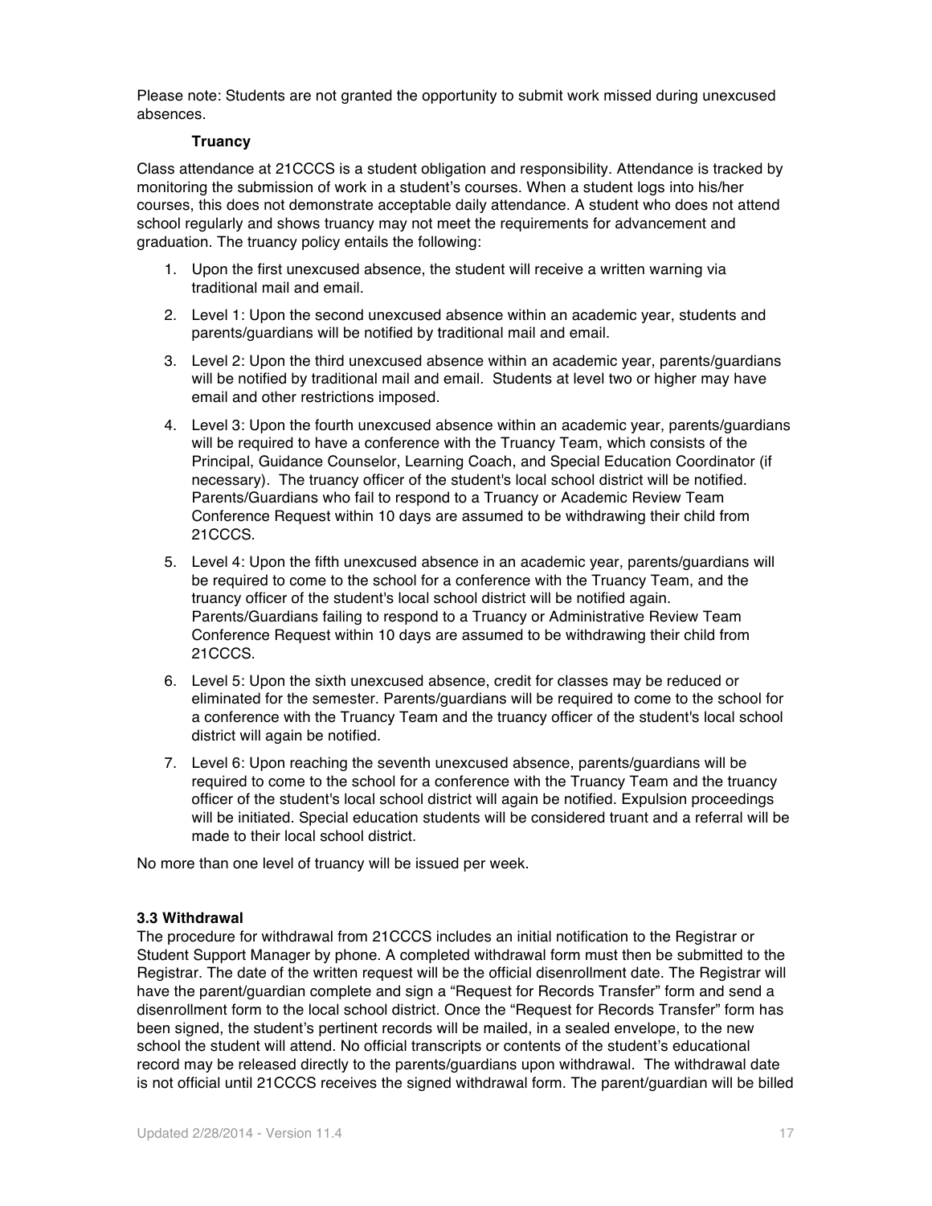Please note: Students are not granted the opportunity to submit work missed during unexcused absences.

#### Truancy

Class attendance at 21CCCS is a student obligation and responsibility. Attendance is tracked by monitoring the submission of work in a student's courses. When a student logs into his/her courses, this does not demonstrate acceptable daily attendance. A student who does not attend school regularly and shows truancy may not meet the requirements for advancement and graduation. The truancy policy entails the following:

1. Upon the first unexcused absence, the student will receive a written warning via traditional mail and email.
2. Level 1: Upon the second unexcused absence within an academic year, students and parents/guardians will be notified by traditional mail and email.
3. Level 2: Upon the third unexcused absence within an academic year, parents/guardians will be notified by traditional mail and email. Students at level two or higher may have email and other restrictions imposed.
4. Level 3: Upon the fourth unexcused absence within an academic year, parents/guardians will be required to have a conference with the Truancy Team, which consists of the Principal, Guidance Counselor, Learning Coach, and Special Education Coordinator (if necessary). The truancy officer of the student's local school district will be notified. Parents/Guardians who fail to respond to a Truancy or Academic Review Team Conference Request within 10 days are assumed to be withdrawing their child from 21CCCS.
5. Level 4: Upon the fifth unexcused absence in an academic year, parents/guardians will be required to come to the school for a conference with the Truancy Team, and the truancy officer of the student's local school district will be notified again. Parents/Guardians failing to respond to a Truancy or Administrative Review Team Conference Request within 10 days are assumed to be withdrawing their child from 21CCCS.
6. Level 5: Upon the sixth unexcused absence, credit for classes may be reduced or eliminated for the semester. Parents/guardians will be required to come to the school for a conference with the Truancy Team and the truancy officer of the student's local school district will again be notified.
7. Level 6: Upon reaching the seventh unexcused absence, parents/guardians will be required to come to the school for a conference with the Truancy Team and the truancy officer of the student's local school district will again be notified. Expulsion proceedings will be initiated. Special education students will be considered truant and a referral will be made to their local school district.

No more than one level of truancy will be issued per week.

### 3.3 Withdrawal

The procedure for withdrawal from 21CCCS includes an initial notification to the Registrar or Student Support Manager by phone. A completed withdrawal form must then be submitted to the Registrar. The date of the written request will be the official disenrollment date. The Registrar will have the parent/guardian complete and sign a "Request for Records Transfer" form and send a disenrollment form to the local school district. Once the "Request for Records Transfer" form has been signed, the student's pertinent records will be mailed, in a sealed envelope, to the new school the student will attend. No official transcripts or contents of the student's educational record may be released directly to the parents/guardians upon withdrawal. The withdrawal date is not official until 21CCCS receives the signed withdrawal form. The parent/guardian will be billed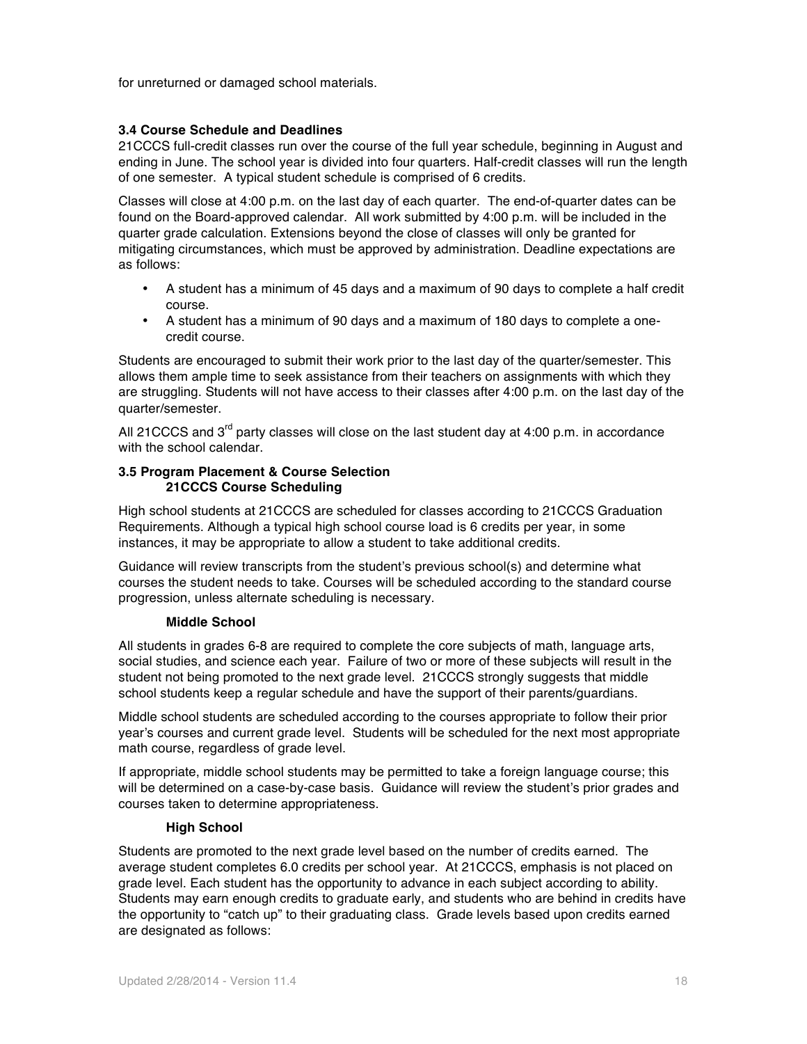for unreturned or damaged school materials.

### 3.4 Course Schedule and Deadlines

21CCCS full-credit classes run over the course of the full year schedule, beginning in August and ending in June. The school year is divided into four quarters. Half-credit classes will run the length of one semester. A typical student schedule is comprised of 6 credits.

Classes will close at 4:00 p.m. on the last day of each quarter. The end-of-quarter dates can be found on the Board-approved calendar. All work submitted by 4:00 p.m. will be included in the quarter grade calculation. Extensions beyond the close of classes will only be granted for mitigating circumstances, which must be approved by administration. Deadline expectations are as follows:

- A student has a minimum of 45 days and a maximum of 90 days to complete a half credit course.
- A student has a minimum of 90 days and a maximum of 180 days to complete a one-credit course.

Students are encouraged to submit their work prior to the last day of the quarter/semester. This allows them ample time to seek assistance from their teachers on assignments with which they are struggling. Students will not have access to their classes after 4:00 p.m. on the last day of the quarter/semester.

All 21CCCS and 3rd party classes will close on the last student day at 4:00 p.m. in accordance with the school calendar.

### 3.5 Program Placement & Course Selection

#### 21CCCS Course Scheduling

High school students at 21CCCS are scheduled for classes according to 21CCCS Graduation Requirements. Although a typical high school course load is 6 credits per year, in some instances, it may be appropriate to allow a student to take additional credits.

Guidance will review transcripts from the student's previous school(s) and determine what courses the student needs to take. Courses will be scheduled according to the standard course progression, unless alternate scheduling is necessary.

#### Middle School

All students in grades 6-8 are required to complete the core subjects of math, language arts, social studies, and science each year. Failure of two or more of these subjects will result in the student not being promoted to the next grade level. 21CCCS strongly suggests that middle school students keep a regular schedule and have the support of their parents/guardians.

Middle school students are scheduled according to the courses appropriate to follow their prior year's courses and current grade level. Students will be scheduled for the next most appropriate math course, regardless of grade level.

If appropriate, middle school students may be permitted to take a foreign language course; this will be determined on a case-by-case basis. Guidance will review the student's prior grades and courses taken to determine appropriateness.

#### High School

Students are promoted to the next grade level based on the number of credits earned. The average student completes 6.0 credits per school year. At 21CCCS, emphasis is not placed on grade level. Each student has the opportunity to advance in each subject according to ability. Students may earn enough credits to graduate early, and students who are behind in credits have the opportunity to "catch up" to their graduating class. Grade levels based upon credits earned are designated as follows: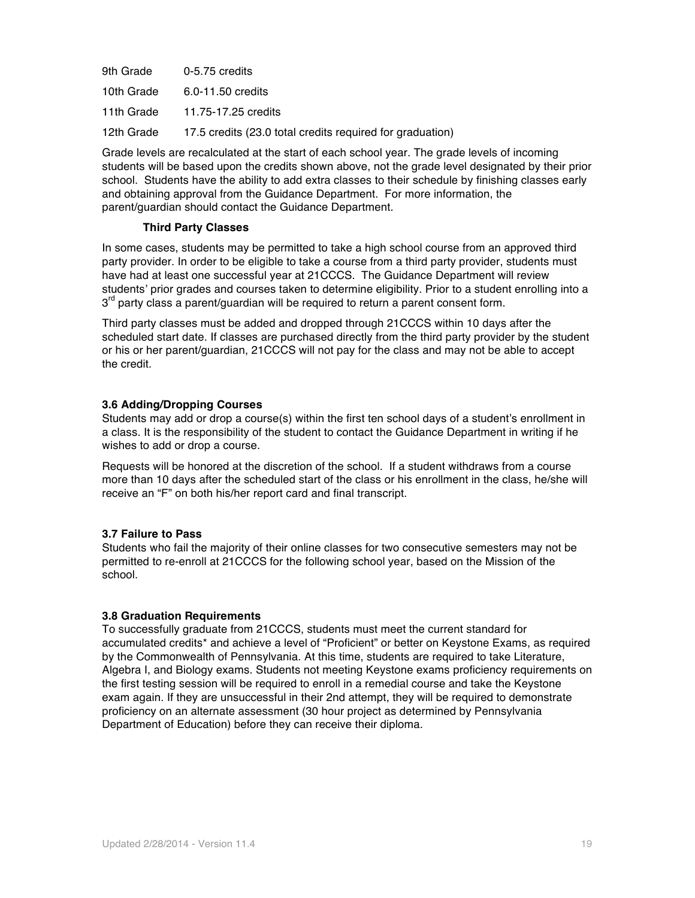| | |
|---|---|
| 9th Grade | 0-5.75 credits |
| 10th Grade | 6.0-11.50 credits |
| 11th Grade | 11.75-17.25 credits |
| 12th Grade | 17.5 credits (23.0 total credits required for graduation) |

Grade levels are recalculated at the start of each school year. The grade levels of incoming students will be based upon the credits shown above, not the grade level designated by their prior school. Students have the ability to add extra classes to their schedule by finishing classes early and obtaining approval from the Guidance Department. For more information, the parent/guardian should contact the Guidance Department.

**Third Party Classes**

In some cases, students may be permitted to take a high school course from an approved third party provider. In order to be eligible to take a course from a third party provider, students must have had at least one successful year at 21CCCS. The Guidance Department will review students' prior grades and courses taken to determine eligibility. Prior to a student enrolling into a 3rd party class a parent/guardian will be required to return a parent consent form.

Third party classes must be added and dropped through 21CCCS within 10 days after the scheduled start date. If classes are purchased directly from the third party provider by the student or his or her parent/guardian, 21CCCS will not pay for the class and may not be able to accept the credit.

### 3.6 Adding/Dropping Courses

Students may add or drop a course(s) within the first ten school days of a student's enrollment in a class. It is the responsibility of the student to contact the Guidance Department in writing if he wishes to add or drop a course.

Requests will be honored at the discretion of the school. If a student withdraws from a course more than 10 days after the scheduled start of the class or his enrollment in the class, he/she will receive an "F" on both his/her report card and final transcript.

### 3.7 Failure to Pass

Students who fail the majority of their online classes for two consecutive semesters may not be permitted to re-enroll at 21CCCS for the following school year, based on the Mission of the school.

### 3.8 Graduation Requirements

To successfully graduate from 21CCCS, students must meet the current standard for accumulated credits* and achieve a level of "Proficient" or better on Keystone Exams, as required by the Commonwealth of Pennsylvania. At this time, students are required to take Literature, Algebra I, and Biology exams. Students not meeting Keystone exams proficiency requirements on the first testing session will be required to enroll in a remedial course and take the Keystone exam again. If they are unsuccessful in their 2nd attempt, they will be required to demonstrate proficiency on an alternate assessment (30 hour project as determined by Pennsylvania Department of Education) before they can receive their diploma.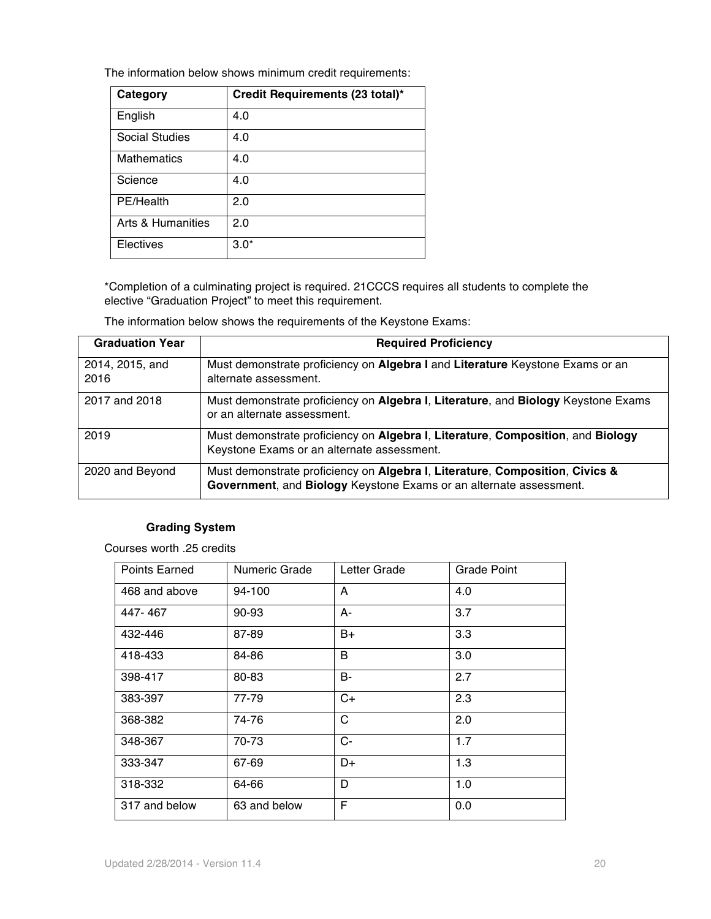The information below shows minimum credit requirements:

| Category | Credit Requirements (23 total)* |
| --- | --- |
| English | 4.0 |
| Social Studies | 4.0 |
| Mathematics | 4.0 |
| Science | 4.0 |
| PE/Health | 2.0 |
| Arts & Humanities | 2.0 |
| Electives | 3.0* |

*Completion of a culminating project is required. 21CCCS requires all students to complete the elective "Graduation Project" to meet this requirement.

The information below shows the requirements of the Keystone Exams:

| Graduation Year | Required Proficiency |
| --- | --- |
| 2014, 2015, and 2016 | Must demonstrate proficiency on **Algebra I** and **Literature** Keystone Exams or an alternate assessment. |
| 2017 and 2018 | Must demonstrate proficiency on **Algebra I**, **Literature**, and **Biology** Keystone Exams or an alternate assessment. |
| 2019 | Must demonstrate proficiency on **Algebra I**, **Literature**, **Composition**, and **Biology** Keystone Exams or an alternate assessment. |
| 2020 and Beyond | Must demonstrate proficiency on **Algebra I**, **Literature**, **Composition**, **Civics & Government**, and **Biology** Keystone Exams or an alternate assessment. |

**Grading System**

Courses worth .25 credits

| Points Earned | Numeric Grade | Letter Grade | Grade Point |
| --- | --- | --- | --- |
| 468 and above | 94-100 | A | 4.0 |
| 447- 467 | 90-93 | A- | 3.7 |
| 432-446 | 87-89 | B+ | 3.3 |
| 418-433 | 84-86 | B | 3.0 |
| 398-417 | 80-83 | B- | 2.7 |
| 383-397 | 77-79 | C+ | 2.3 |
| 368-382 | 74-76 | C | 2.0 |
| 348-367 | 70-73 | C- | 1.7 |
| 333-347 | 67-69 | D+ | 1.3 |
| 318-332 | 64-66 | D | 1.0 |
| 317 and below | 63 and below | F | 0.0 |

Updated 2/28/2014 - Version 11.4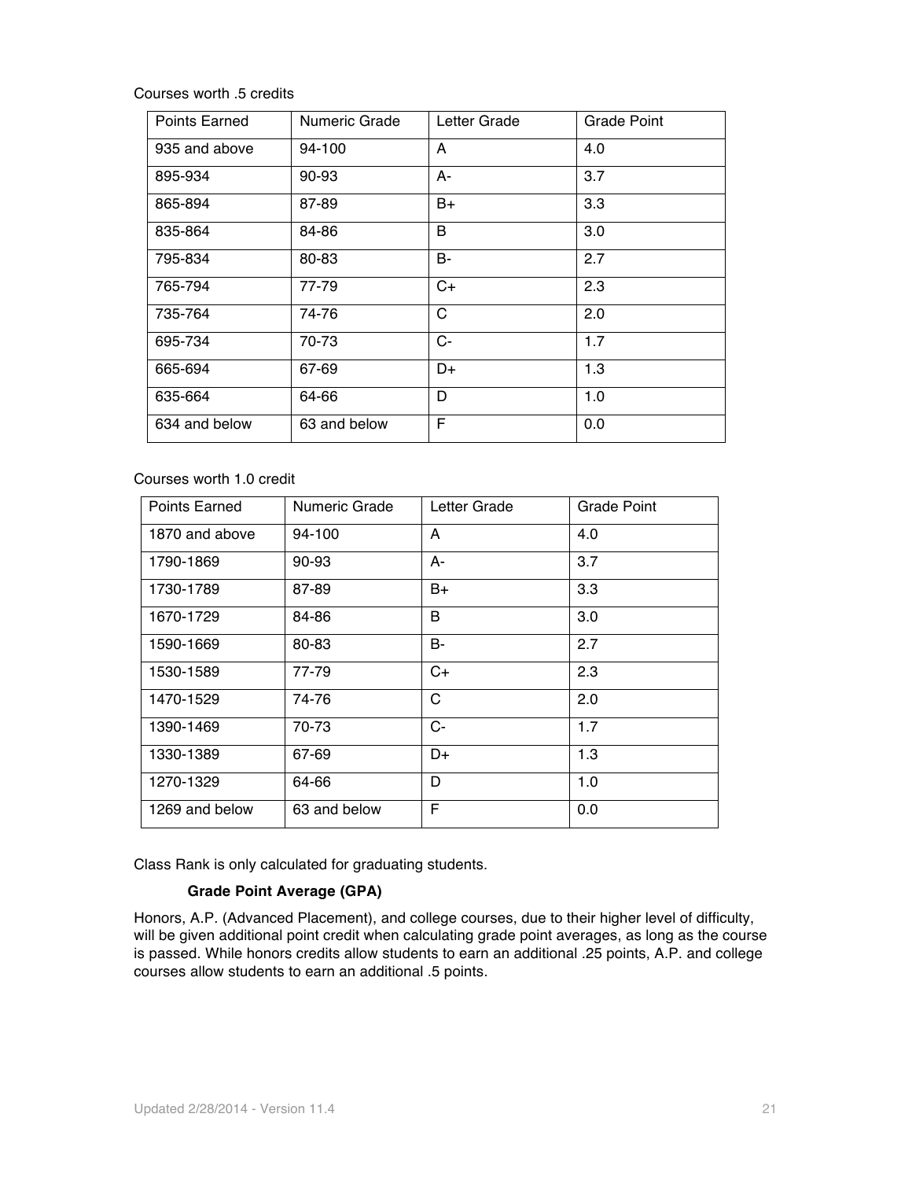Courses worth .5 credits

| Points Earned | Numeric Grade | Letter Grade | Grade Point |
|---|---|---|---|
| 935 and above | 94-100 | A | 4.0 |
| 895-934 | 90-93 | A- | 3.7 |
| 865-894 | 87-89 | B+ | 3.3 |
| 835-864 | 84-86 | B | 3.0 |
| 795-834 | 80-83 | B- | 2.7 |
| 765-794 | 77-79 | C+ | 2.3 |
| 735-764 | 74-76 | C | 2.0 |
| 695-734 | 70-73 | C- | 1.7 |
| 665-694 | 67-69 | D+ | 1.3 |
| 635-664 | 64-66 | D | 1.0 |
| 634 and below | 63 and below | F | 0.0 |

Courses worth 1.0 credit

| Points Earned | Numeric Grade | Letter Grade | Grade Point |
|---|---|---|---|
| 1870 and above | 94-100 | A | 4.0 |
| 1790-1869 | 90-93 | A- | 3.7 |
| 1730-1789 | 87-89 | B+ | 3.3 |
| 1670-1729 | 84-86 | B | 3.0 |
| 1590-1669 | 80-83 | B- | 2.7 |
| 1530-1589 | 77-79 | C+ | 2.3 |
| 1470-1529 | 74-76 | C | 2.0 |
| 1390-1469 | 70-73 | C- | 1.7 |
| 1330-1389 | 67-69 | D+ | 1.3 |
| 1270-1329 | 64-66 | D | 1.0 |
| 1269 and below | 63 and below | F | 0.0 |

Class Rank is only calculated for graduating students.

**Grade Point Average (GPA)**

Honors, A.P. (Advanced Placement), and college courses, due to their higher level of difficulty, will be given additional point credit when calculating grade point averages, as long as the course is passed. While honors credits allow students to earn an additional .25 points, A.P. and college courses allow students to earn an additional .5 points.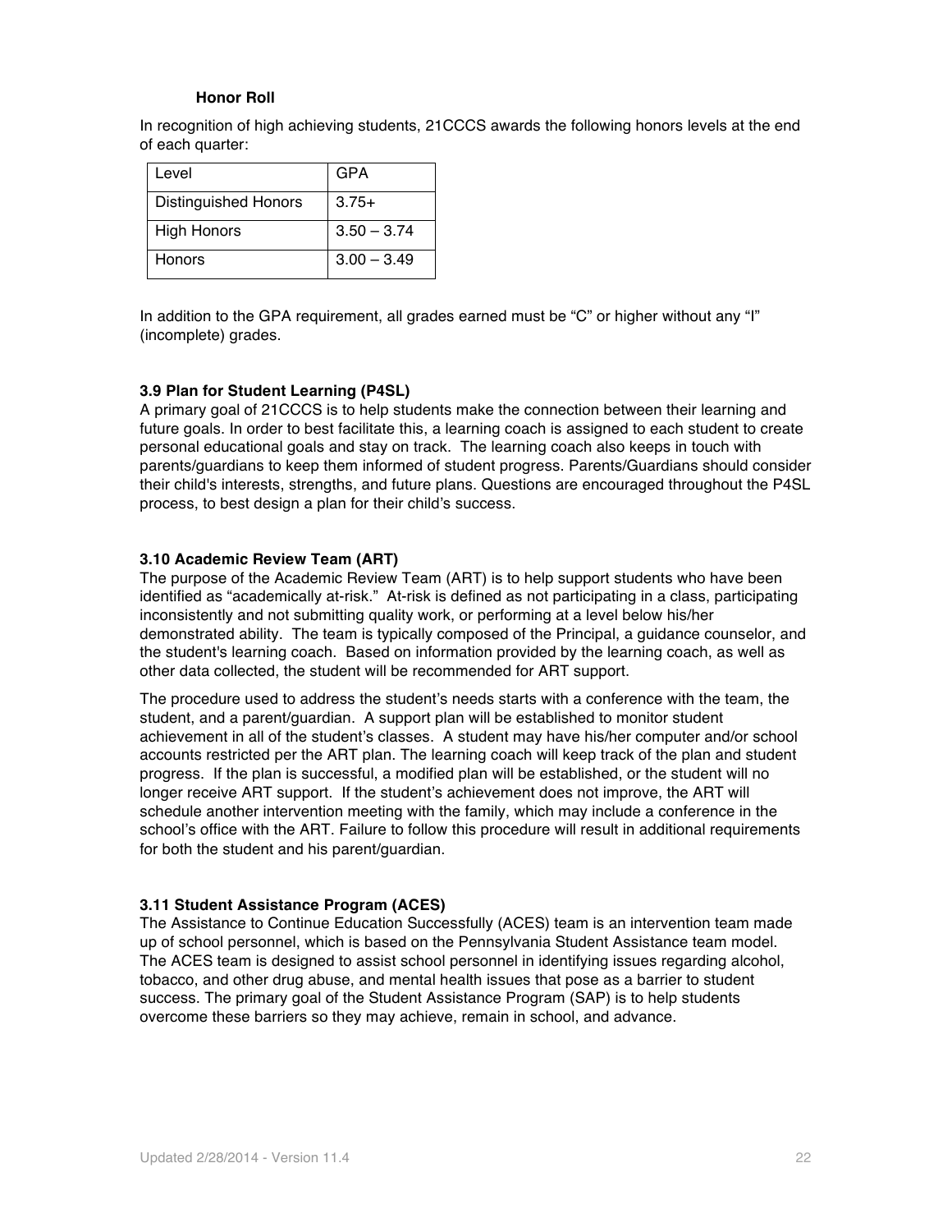#### Honor Roll

In recognition of high achieving students, 21CCCS awards the following honors levels at the end of each quarter:

| Level | GPA |
|---|---|
| Distinguished Honors | 3.75+ |
| High Honors | 3.50 – 3.74 |
| Honors | 3.00 – 3.49 |

In addition to the GPA requirement, all grades earned must be "C" or higher without any "I" (incomplete) grades.

### 3.9 Plan for Student Learning (P4SL)

A primary goal of 21CCCS is to help students make the connection between their learning and future goals. In order to best facilitate this, a learning coach is assigned to each student to create personal educational goals and stay on track. The learning coach also keeps in touch with parents/guardians to keep them informed of student progress. Parents/Guardians should consider their child's interests, strengths, and future plans. Questions are encouraged throughout the P4SL process, to best design a plan for their child's success.

### 3.10 Academic Review Team (ART)

The purpose of the Academic Review Team (ART) is to help support students who have been identified as "academically at-risk." At-risk is defined as not participating in a class, participating inconsistently and not submitting quality work, or performing at a level below his/her demonstrated ability. The team is typically composed of the Principal, a guidance counselor, and the student's learning coach. Based on information provided by the learning coach, as well as other data collected, the student will be recommended for ART support.

The procedure used to address the student's needs starts with a conference with the team, the student, and a parent/guardian. A support plan will be established to monitor student achievement in all of the student's classes. A student may have his/her computer and/or school accounts restricted per the ART plan. The learning coach will keep track of the plan and student progress. If the plan is successful, a modified plan will be established, or the student will no longer receive ART support. If the student's achievement does not improve, the ART will schedule another intervention meeting with the family, which may include a conference in the school's office with the ART. Failure to follow this procedure will result in additional requirements for both the student and his parent/guardian.

### 3.11 Student Assistance Program (ACES)

The Assistance to Continue Education Successfully (ACES) team is an intervention team made up of school personnel, which is based on the Pennsylvania Student Assistance team model. The ACES team is designed to assist school personnel in identifying issues regarding alcohol, tobacco, and other drug abuse, and mental health issues that pose as a barrier to student success. The primary goal of the Student Assistance Program (SAP) is to help students overcome these barriers so they may achieve, remain in school, and advance.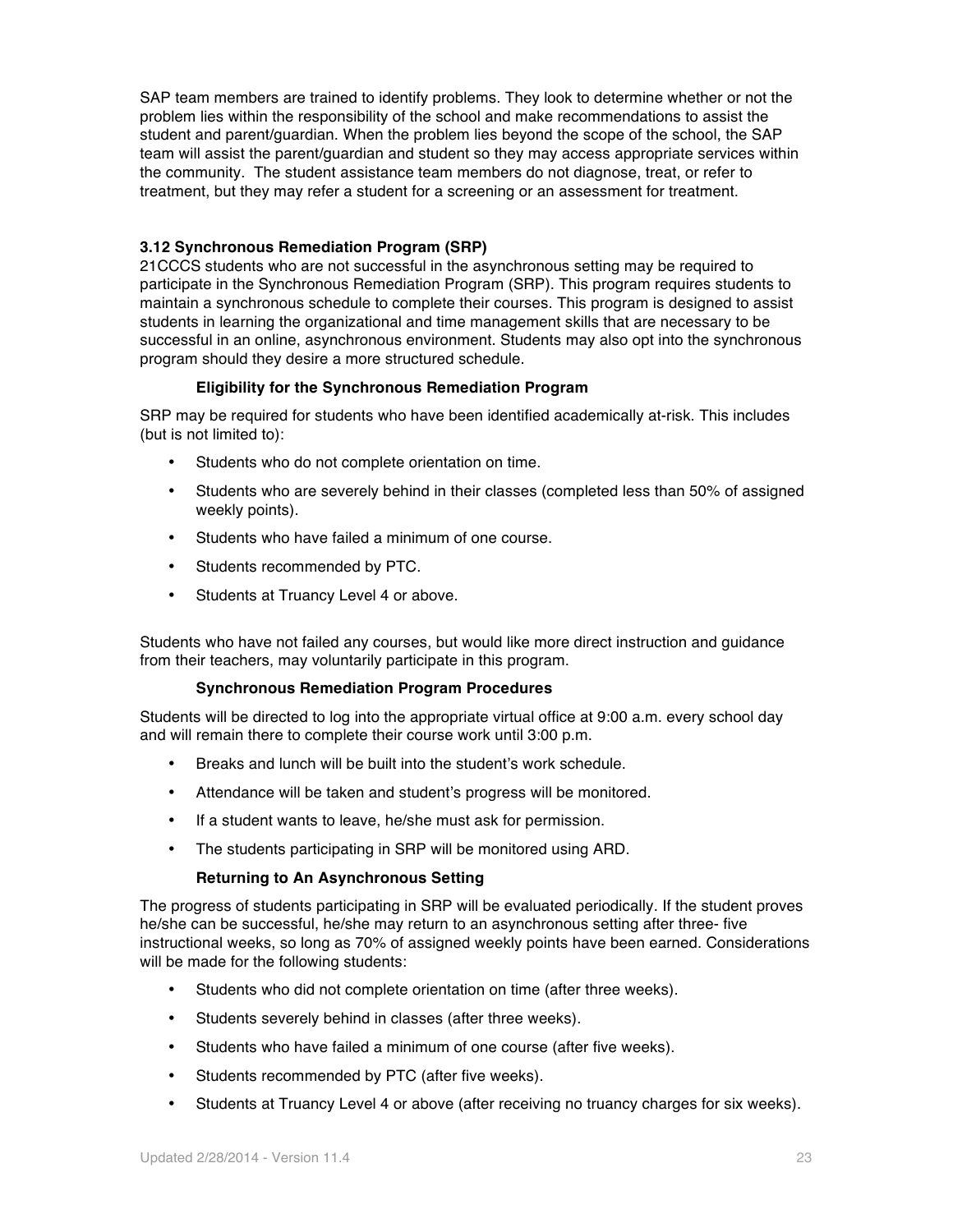SAP team members are trained to identify problems. They look to determine whether or not the problem lies within the responsibility of the school and make recommendations to assist the student and parent/guardian. When the problem lies beyond the scope of the school, the SAP team will assist the parent/guardian and student so they may access appropriate services within the community. The student assistance team members do not diagnose, treat, or refer to treatment, but they may refer a student for a screening or an assessment for treatment.

### 3.12 Synchronous Remediation Program (SRP)

21CCCS students who are not successful in the asynchronous setting may be required to participate in the Synchronous Remediation Program (SRP). This program requires students to maintain a synchronous schedule to complete their courses. This program is designed to assist students in learning the organizational and time management skills that are necessary to be successful in an online, asynchronous environment. Students may also opt into the synchronous program should they desire a more structured schedule.

#### Eligibility for the Synchronous Remediation Program

SRP may be required for students who have been identified academically at-risk. This includes (but is not limited to):

- Students who do not complete orientation on time.
- Students who are severely behind in their classes (completed less than 50% of assigned weekly points).
- Students who have failed a minimum of one course.
- Students recommended by PTC.
- Students at Truancy Level 4 or above.

Students who have not failed any courses, but would like more direct instruction and guidance from their teachers, may voluntarily participate in this program.

#### Synchronous Remediation Program Procedures

Students will be directed to log into the appropriate virtual office at 9:00 a.m. every school day and will remain there to complete their course work until 3:00 p.m.

- Breaks and lunch will be built into the student's work schedule.
- Attendance will be taken and student's progress will be monitored.
- If a student wants to leave, he/she must ask for permission.
- The students participating in SRP will be monitored using ARD.

#### Returning to An Asynchronous Setting

The progress of students participating in SRP will be evaluated periodically. If the student proves he/she can be successful, he/she may return to an asynchronous setting after three- five instructional weeks, so long as 70% of assigned weekly points have been earned. Considerations will be made for the following students:

- Students who did not complete orientation on time (after three weeks).
- Students severely behind in classes (after three weeks).
- Students who have failed a minimum of one course (after five weeks).
- Students recommended by PTC (after five weeks).
- Students at Truancy Level 4 or above (after receiving no truancy charges for six weeks).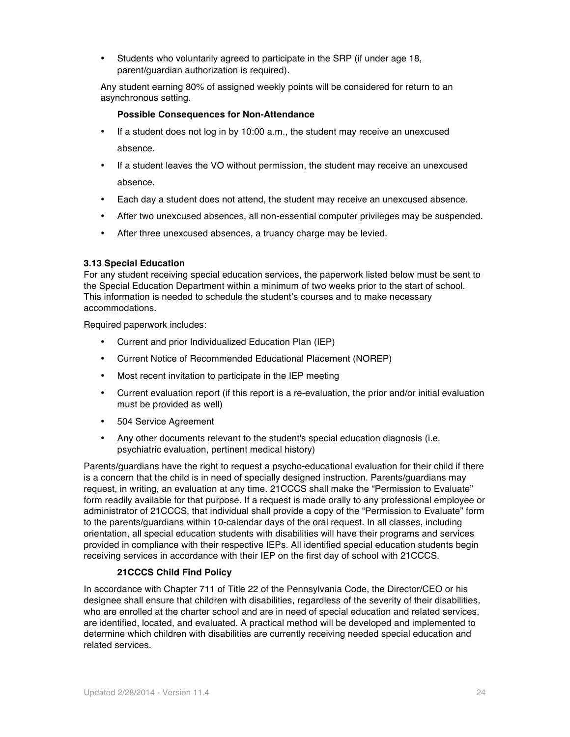- Students who voluntarily agreed to participate in the SRP (if under age 18, parent/guardian authorization is required).

Any student earning 80% of assigned weekly points will be considered for return to an asynchronous setting.

**Possible Consequences for Non-Attendance**

- If a student does not log in by 10:00 a.m., the student may receive an unexcused absence.
- If a student leaves the VO without permission, the student may receive an unexcused absence.
- Each day a student does not attend, the student may receive an unexcused absence.
- After two unexcused absences, all non-essential computer privileges may be suspended.
- After three unexcused absences, a truancy charge may be levied.

### 3.13 Special Education

For any student receiving special education services, the paperwork listed below must be sent to the Special Education Department within a minimum of two weeks prior to the start of school. This information is needed to schedule the student's courses and to make necessary accommodations.

Required paperwork includes:

- Current and prior Individualized Education Plan (IEP)
- Current Notice of Recommended Educational Placement (NOREP)
- Most recent invitation to participate in the IEP meeting
- Current evaluation report (if this report is a re-evaluation, the prior and/or initial evaluation must be provided as well)
- 504 Service Agreement
- Any other documents relevant to the student's special education diagnosis (i.e. psychiatric evaluation, pertinent medical history)

Parents/guardians have the right to request a psycho-educational evaluation for their child if there is a concern that the child is in need of specially designed instruction. Parents/guardians may request, in writing, an evaluation at any time. 21CCCS shall make the "Permission to Evaluate" form readily available for that purpose. If a request is made orally to any professional employee or administrator of 21CCCS, that individual shall provide a copy of the "Permission to Evaluate" form to the parents/guardians within 10-calendar days of the oral request. In all classes, including orientation, all special education students with disabilities will have their programs and services provided in compliance with their respective IEPs. All identified special education students begin receiving services in accordance with their IEP on the first day of school with 21CCCS.

**21CCCS Child Find Policy**

In accordance with Chapter 711 of Title 22 of the Pennsylvania Code, the Director/CEO or his designee shall ensure that children with disabilities, regardless of the severity of their disabilities, who are enrolled at the charter school and are in need of special education and related services, are identified, located, and evaluated. A practical method will be developed and implemented to determine which children with disabilities are currently receiving needed special education and related services.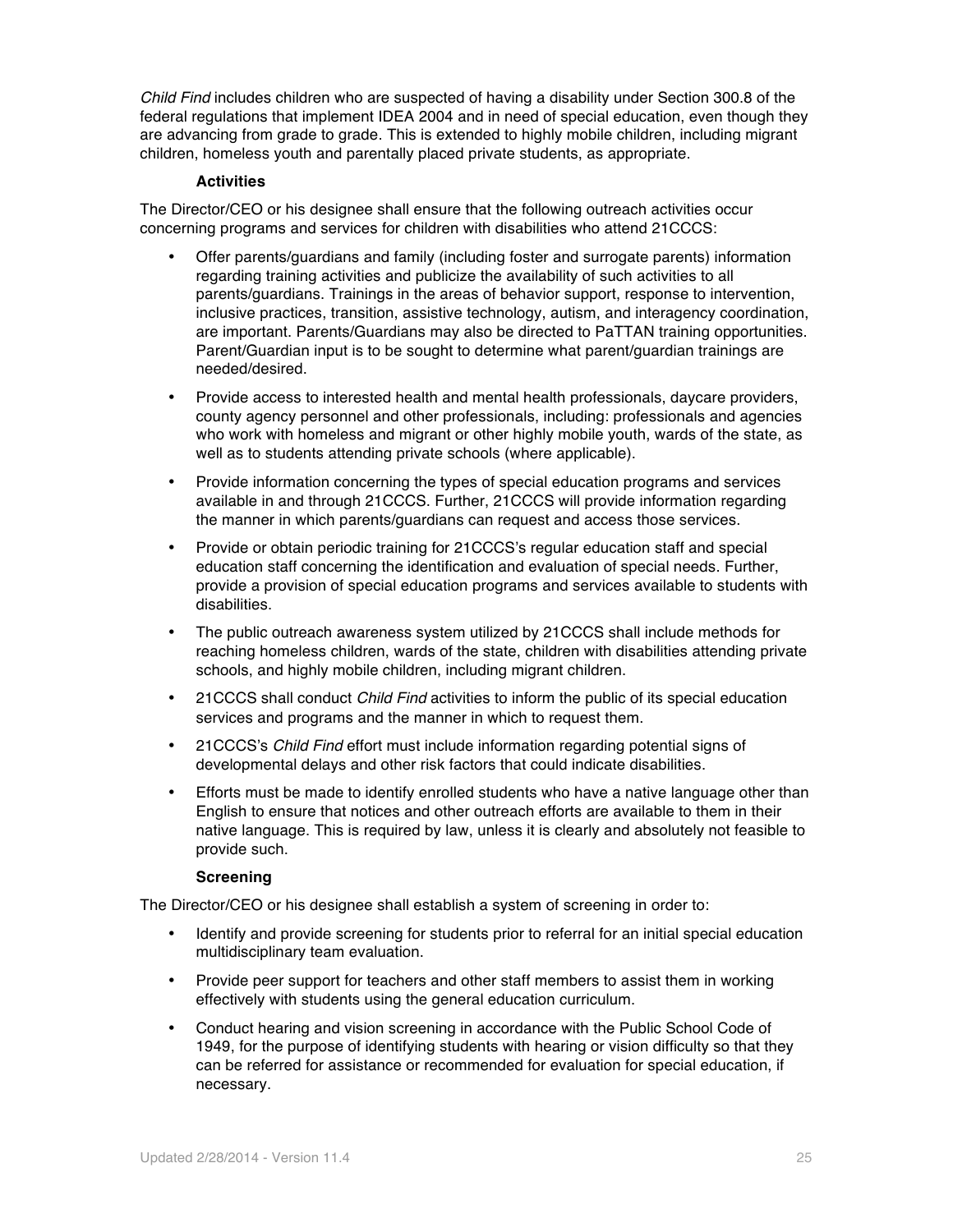*Child Find* includes children who are suspected of having a disability under Section 300.8 of the federal regulations that implement IDEA 2004 and in need of special education, even though they are advancing from grade to grade. This is extended to highly mobile children, including migrant children, homeless youth and parentally placed private students, as appropriate.

**Activities**

The Director/CEO or his designee shall ensure that the following outreach activities occur concerning programs and services for children with disabilities who attend 21CCCS:

- Offer parents/guardians and family (including foster and surrogate parents) information regarding training activities and publicize the availability of such activities to all parents/guardians. Trainings in the areas of behavior support, response to intervention, inclusive practices, transition, assistive technology, autism, and interagency coordination, are important. Parents/Guardians may also be directed to PaTTAN training opportunities. Parent/Guardian input is to be sought to determine what parent/guardian trainings are needed/desired.
- Provide access to interested health and mental health professionals, daycare providers, county agency personnel and other professionals, including: professionals and agencies who work with homeless and migrant or other highly mobile youth, wards of the state, as well as to students attending private schools (where applicable).
- Provide information concerning the types of special education programs and services available in and through 21CCCS. Further, 21CCCS will provide information regarding the manner in which parents/guardians can request and access those services.
- Provide or obtain periodic training for 21CCCS's regular education staff and special education staff concerning the identification and evaluation of special needs. Further, provide a provision of special education programs and services available to students with disabilities.
- The public outreach awareness system utilized by 21CCCS shall include methods for reaching homeless children, wards of the state, children with disabilities attending private schools, and highly mobile children, including migrant children.
- 21CCCS shall conduct *Child Find* activities to inform the public of its special education services and programs and the manner in which to request them.
- 21CCCS's *Child Find* effort must include information regarding potential signs of developmental delays and other risk factors that could indicate disabilities.
- Efforts must be made to identify enrolled students who have a native language other than English to ensure that notices and other outreach efforts are available to them in their native language. This is required by law, unless it is clearly and absolutely not feasible to provide such.

**Screening**

The Director/CEO or his designee shall establish a system of screening in order to:

- Identify and provide screening for students prior to referral for an initial special education multidisciplinary team evaluation.
- Provide peer support for teachers and other staff members to assist them in working effectively with students using the general education curriculum.
- Conduct hearing and vision screening in accordance with the Public School Code of 1949, for the purpose of identifying students with hearing or vision difficulty so that they can be referred for assistance or recommended for evaluation for special education, if necessary.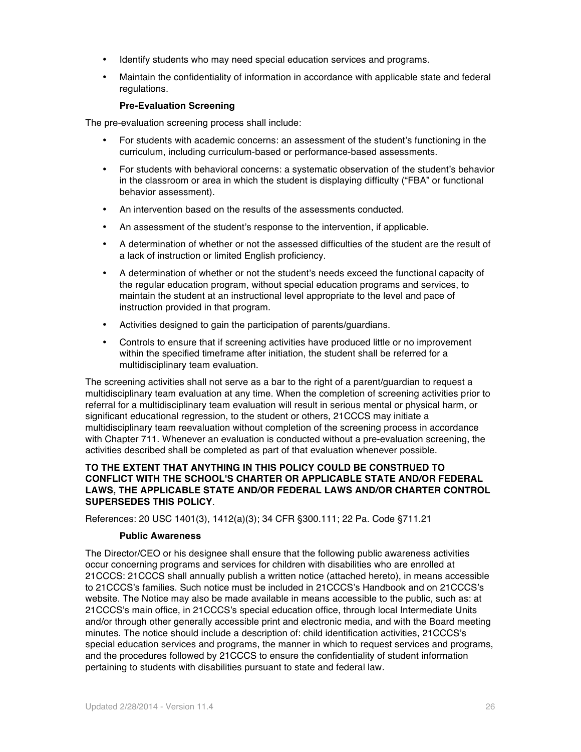- Identify students who may need special education services and programs.
- Maintain the confidentiality of information in accordance with applicable state and federal regulations.

### Pre-Evaluation Screening

The pre-evaluation screening process shall include:

- For students with academic concerns: an assessment of the student's functioning in the curriculum, including curriculum-based or performance-based assessments.
- For students with behavioral concerns: a systematic observation of the student's behavior in the classroom or area in which the student is displaying difficulty ("FBA" or functional behavior assessment).
- An intervention based on the results of the assessments conducted.
- An assessment of the student's response to the intervention, if applicable.
- A determination of whether or not the assessed difficulties of the student are the result of a lack of instruction or limited English proficiency.
- A determination of whether or not the student's needs exceed the functional capacity of the regular education program, without special education programs and services, to maintain the student at an instructional level appropriate to the level and pace of instruction provided in that program.
- Activities designed to gain the participation of parents/guardians.
- Controls to ensure that if screening activities have produced little or no improvement within the specified timeframe after initiation, the student shall be referred for a multidisciplinary team evaluation.

The screening activities shall not serve as a bar to the right of a parent/guardian to request a multidisciplinary team evaluation at any time. When the completion of screening activities prior to referral for a multidisciplinary team evaluation will result in serious mental or physical harm, or significant educational regression, to the student or others, 21CCCS may initiate a multidisciplinary team reevaluation without completion of the screening process in accordance with Chapter 711. Whenever an evaluation is conducted without a pre-evaluation screening, the activities described shall be completed as part of that evaluation whenever possible.

**TO THE EXTENT THAT ANYTHING IN THIS POLICY COULD BE CONSTRUED TO CONFLICT WITH THE SCHOOL'S CHARTER OR APPLICABLE STATE AND/OR FEDERAL LAWS, THE APPLICABLE STATE AND/OR FEDERAL LAWS AND/OR CHARTER CONTROL SUPERSEDES THIS POLICY**.

References: 20 USC 1401(3), 1412(a)(3); 34 CFR §300.111; 22 Pa. Code §711.21

### Public Awareness

The Director/CEO or his designee shall ensure that the following public awareness activities occur concerning programs and services for children with disabilities who are enrolled at 21CCCS: 21CCCS shall annually publish a written notice (attached hereto), in means accessible to 21CCCS's families. Such notice must be included in 21CCCS's Handbook and on 21CCCS's website. The Notice may also be made available in means accessible to the public, such as: at 21CCCS's main office, in 21CCCS's special education office, through local Intermediate Units and/or through other generally accessible print and electronic media, and with the Board meeting minutes. The notice should include a description of: child identification activities, 21CCCS's special education services and programs, the manner in which to request services and programs, and the procedures followed by 21CCCS to ensure the confidentiality of student information pertaining to students with disabilities pursuant to state and federal law.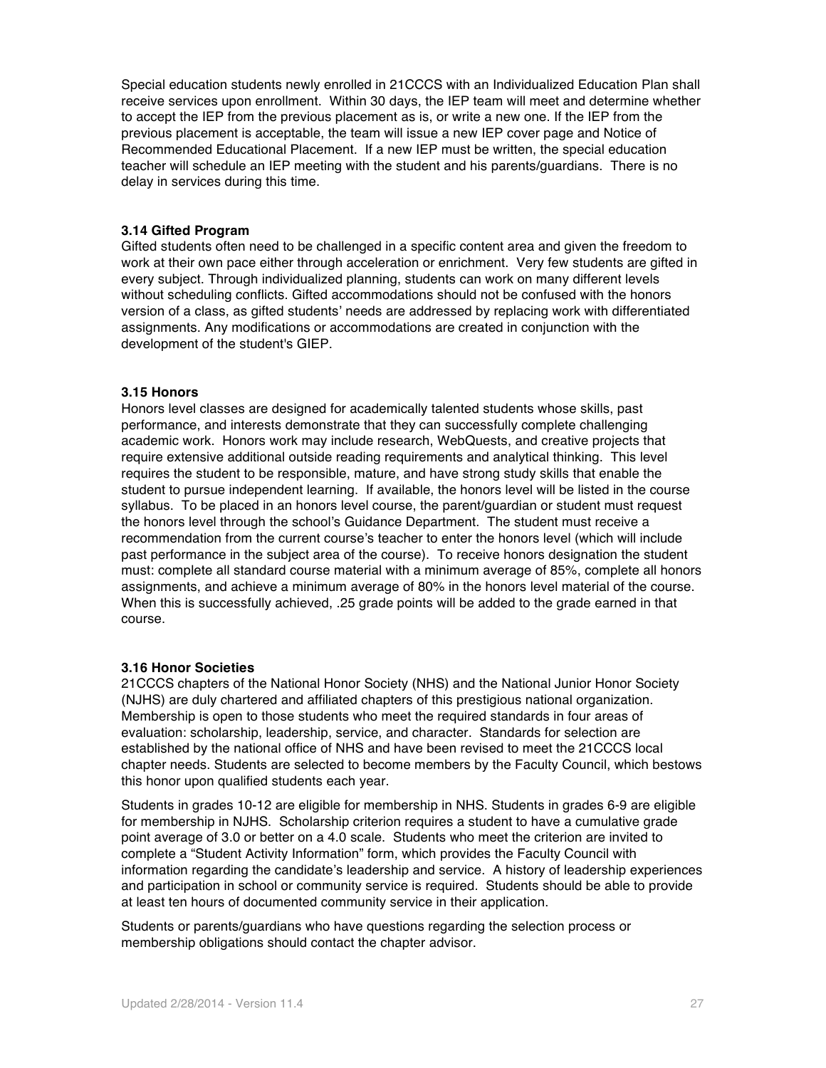Special education students newly enrolled in 21CCCS with an Individualized Education Plan shall receive services upon enrollment. Within 30 days, the IEP team will meet and determine whether to accept the IEP from the previous placement as is, or write a new one. If the IEP from the previous placement is acceptable, the team will issue a new IEP cover page and Notice of Recommended Educational Placement. If a new IEP must be written, the special education teacher will schedule an IEP meeting with the student and his parents/guardians. There is no delay in services during this time.

### 3.14 Gifted Program

Gifted students often need to be challenged in a specific content area and given the freedom to work at their own pace either through acceleration or enrichment. Very few students are gifted in every subject. Through individualized planning, students can work on many different levels without scheduling conflicts. Gifted accommodations should not be confused with the honors version of a class, as gifted students' needs are addressed by replacing work with differentiated assignments. Any modifications or accommodations are created in conjunction with the development of the student's GIEP.

### 3.15 Honors

Honors level classes are designed for academically talented students whose skills, past performance, and interests demonstrate that they can successfully complete challenging academic work. Honors work may include research, WebQuests, and creative projects that require extensive additional outside reading requirements and analytical thinking. This level requires the student to be responsible, mature, and have strong study skills that enable the student to pursue independent learning. If available, the honors level will be listed in the course syllabus. To be placed in an honors level course, the parent/guardian or student must request the honors level through the school's Guidance Department. The student must receive a recommendation from the current course's teacher to enter the honors level (which will include past performance in the subject area of the course). To receive honors designation the student must: complete all standard course material with a minimum average of 85%, complete all honors assignments, and achieve a minimum average of 80% in the honors level material of the course. When this is successfully achieved, .25 grade points will be added to the grade earned in that course.

### 3.16 Honor Societies

21CCCS chapters of the National Honor Society (NHS) and the National Junior Honor Society (NJHS) are duly chartered and affiliated chapters of this prestigious national organization. Membership is open to those students who meet the required standards in four areas of evaluation: scholarship, leadership, service, and character. Standards for selection are established by the national office of NHS and have been revised to meet the 21CCCS local chapter needs. Students are selected to become members by the Faculty Council, which bestows this honor upon qualified students each year.

Students in grades 10-12 are eligible for membership in NHS. Students in grades 6-9 are eligible for membership in NJHS. Scholarship criterion requires a student to have a cumulative grade point average of 3.0 or better on a 4.0 scale. Students who meet the criterion are invited to complete a "Student Activity Information" form, which provides the Faculty Council with information regarding the candidate's leadership and service. A history of leadership experiences and participation in school or community service is required. Students should be able to provide at least ten hours of documented community service in their application.

Students or parents/guardians who have questions regarding the selection process or membership obligations should contact the chapter advisor.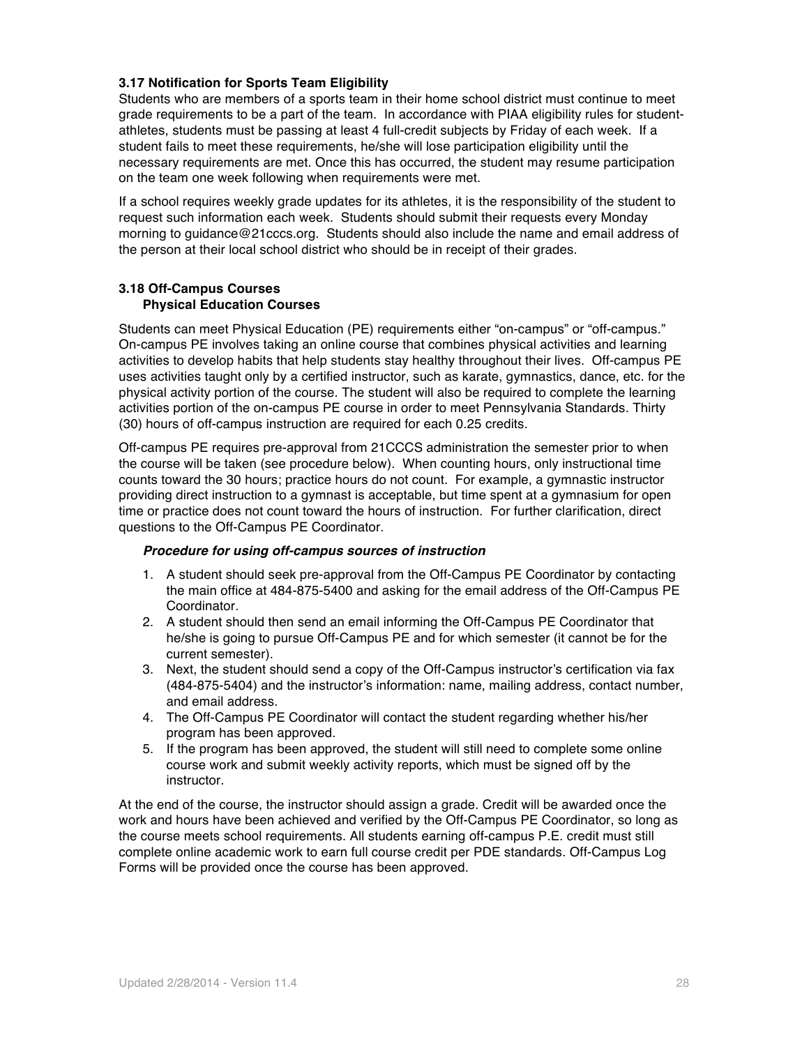### 3.17 Notification for Sports Team Eligibility

Students who are members of a sports team in their home school district must continue to meet grade requirements to be a part of the team. In accordance with PIAA eligibility rules for student-athletes, students must be passing at least 4 full-credit subjects by Friday of each week. If a student fails to meet these requirements, he/she will lose participation eligibility until the necessary requirements are met. Once this has occurred, the student may resume participation on the team one week following when requirements were met.

If a school requires weekly grade updates for its athletes, it is the responsibility of the student to request such information each week. Students should submit their requests every Monday morning to guidance@21cccs.org. Students should also include the name and email address of the person at their local school district who should be in receipt of their grades.

### 3.18 Off-Campus Courses

#### Physical Education Courses

Students can meet Physical Education (PE) requirements either "on-campus" or "off-campus." On-campus PE involves taking an online course that combines physical activities and learning activities to develop habits that help students stay healthy throughout their lives. Off-campus PE uses activities taught only by a certified instructor, such as karate, gymnastics, dance, etc. for the physical activity portion of the course. The student will also be required to complete the learning activities portion of the on-campus PE course in order to meet Pennsylvania Standards. Thirty (30) hours of off-campus instruction are required for each 0.25 credits.

Off-campus PE requires pre-approval from 21CCCS administration the semester prior to when the course will be taken (see procedure below). When counting hours, only instructional time counts toward the 30 hours; practice hours do not count. For example, a gymnastic instructor providing direct instruction to a gymnast is acceptable, but time spent at a gymnasium for open time or practice does not count toward the hours of instruction. For further clarification, direct questions to the Off-Campus PE Coordinator.

***Procedure for using off-campus sources of instruction***

1. A student should seek pre-approval from the Off-Campus PE Coordinator by contacting the main office at 484-875-5400 and asking for the email address of the Off-Campus PE Coordinator.
2. A student should then send an email informing the Off-Campus PE Coordinator that he/she is going to pursue Off-Campus PE and for which semester (it cannot be for the current semester).
3. Next, the student should send a copy of the Off-Campus instructor's certification via fax (484-875-5404) and the instructor's information: name, mailing address, contact number, and email address.
4. The Off-Campus PE Coordinator will contact the student regarding whether his/her program has been approved.
5. If the program has been approved, the student will still need to complete some online course work and submit weekly activity reports, which must be signed off by the instructor.

At the end of the course, the instructor should assign a grade. Credit will be awarded once the work and hours have been achieved and verified by the Off-Campus PE Coordinator, so long as the course meets school requirements. All students earning off-campus P.E. credit must still complete online academic work to earn full course credit per PDE standards. Off-Campus Log Forms will be provided once the course has been approved.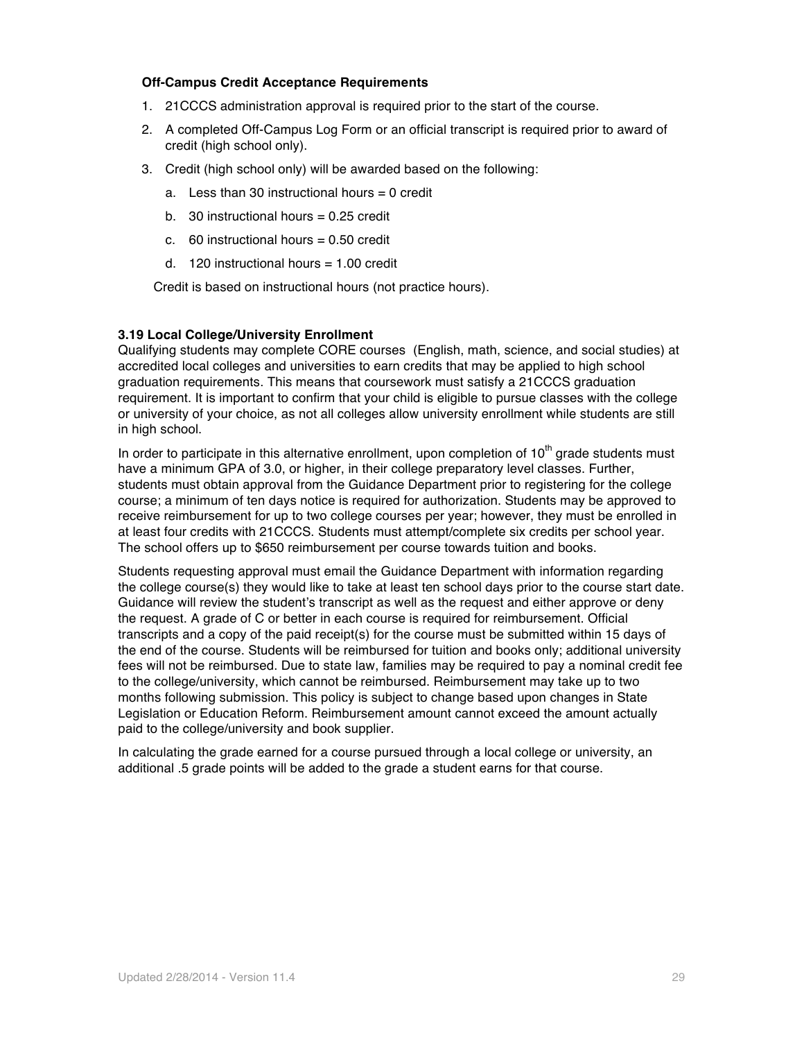**Off-Campus Credit Acceptance Requirements**

1. 21CCCS administration approval is required prior to the start of the course.
2. A completed Off-Campus Log Form or an official transcript is required prior to award of credit (high school only).
3. Credit (high school only) will be awarded based on the following:
   a. Less than 30 instructional hours = 0 credit
   b. 30 instructional hours = 0.25 credit
   c. 60 instructional hours = 0.50 credit
   d. 120 instructional hours = 1.00 credit

   Credit is based on instructional hours (not practice hours).

### 3.19 Local College/University Enrollment

Qualifying students may complete CORE courses (English, math, science, and social studies) at accredited local colleges and universities to earn credits that may be applied to high school graduation requirements. This means that coursework must satisfy a 21CCCS graduation requirement. It is important to confirm that your child is eligible to pursue classes with the college or university of your choice, as not all colleges allow university enrollment while students are still in high school.

In order to participate in this alternative enrollment, upon completion of 10th grade students must have a minimum GPA of 3.0, or higher, in their college preparatory level classes. Further, students must obtain approval from the Guidance Department prior to registering for the college course; a minimum of ten days notice is required for authorization. Students may be approved to receive reimbursement for up to two college courses per year; however, they must be enrolled in at least four credits with 21CCCS. Students must attempt/complete six credits per school year. The school offers up to $650 reimbursement per course towards tuition and books.

Students requesting approval must email the Guidance Department with information regarding the college course(s) they would like to take at least ten school days prior to the course start date. Guidance will review the student's transcript as well as the request and either approve or deny the request. A grade of C or better in each course is required for reimbursement. Official transcripts and a copy of the paid receipt(s) for the course must be submitted within 15 days of the end of the course. Students will be reimbursed for tuition and books only; additional university fees will not be reimbursed. Due to state law, families may be required to pay a nominal credit fee to the college/university, which cannot be reimbursed. Reimbursement may take up to two months following submission. This policy is subject to change based upon changes in State Legislation or Education Reform. Reimbursement amount cannot exceed the amount actually paid to the college/university and book supplier.

In calculating the grade earned for a course pursued through a local college or university, an additional .5 grade points will be added to the grade a student earns for that course.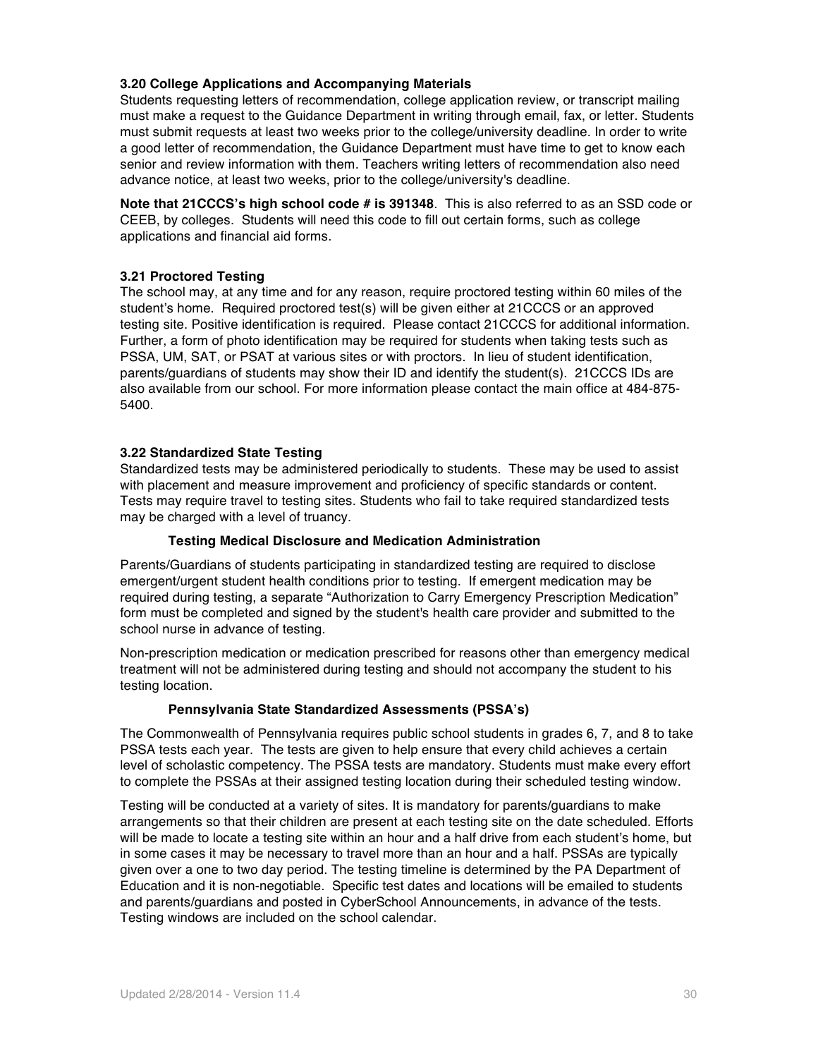### 3.20 College Applications and Accompanying Materials

Students requesting letters of recommendation, college application review, or transcript mailing must make a request to the Guidance Department in writing through email, fax, or letter. Students must submit requests at least two weeks prior to the college/university deadline. In order to write a good letter of recommendation, the Guidance Department must have time to get to know each senior and review information with them. Teachers writing letters of recommendation also need advance notice, at least two weeks, prior to the college/university's deadline.

**Note that 21CCCS's high school code # is 391348**. This is also referred to as an SSD code or CEEB, by colleges. Students will need this code to fill out certain forms, such as college applications and financial aid forms.

### 3.21 Proctored Testing

The school may, at any time and for any reason, require proctored testing within 60 miles of the student's home. Required proctored test(s) will be given either at 21CCCS or an approved testing site. Positive identification is required. Please contact 21CCCS for additional information. Further, a form of photo identification may be required for students when taking tests such as PSSA, UM, SAT, or PSAT at various sites or with proctors. In lieu of student identification, parents/guardians of students may show their ID and identify the student(s). 21CCCS IDs are also available from our school. For more information please contact the main office at 484-875-5400.

### 3.22 Standardized State Testing

Standardized tests may be administered periodically to students. These may be used to assist with placement and measure improvement and proficiency of specific standards or content. Tests may require travel to testing sites. Students who fail to take required standardized tests may be charged with a level of truancy.

#### Testing Medical Disclosure and Medication Administration

Parents/Guardians of students participating in standardized testing are required to disclose emergent/urgent student health conditions prior to testing. If emergent medication may be required during testing, a separate "Authorization to Carry Emergency Prescription Medication" form must be completed and signed by the student's health care provider and submitted to the school nurse in advance of testing.

Non-prescription medication or medication prescribed for reasons other than emergency medical treatment will not be administered during testing and should not accompany the student to his testing location.

#### Pennsylvania State Standardized Assessments (PSSA's)

The Commonwealth of Pennsylvania requires public school students in grades 6, 7, and 8 to take PSSA tests each year. The tests are given to help ensure that every child achieves a certain level of scholastic competency. The PSSA tests are mandatory. Students must make every effort to complete the PSSAs at their assigned testing location during their scheduled testing window.

Testing will be conducted at a variety of sites. It is mandatory for parents/guardians to make arrangements so that their children are present at each testing site on the date scheduled. Efforts will be made to locate a testing site within an hour and a half drive from each student's home, but in some cases it may be necessary to travel more than an hour and a half. PSSAs are typically given over a one to two day period. The testing timeline is determined by the PA Department of Education and it is non-negotiable. Specific test dates and locations will be emailed to students and parents/guardians and posted in CyberSchool Announcements, in advance of the tests. Testing windows are included on the school calendar.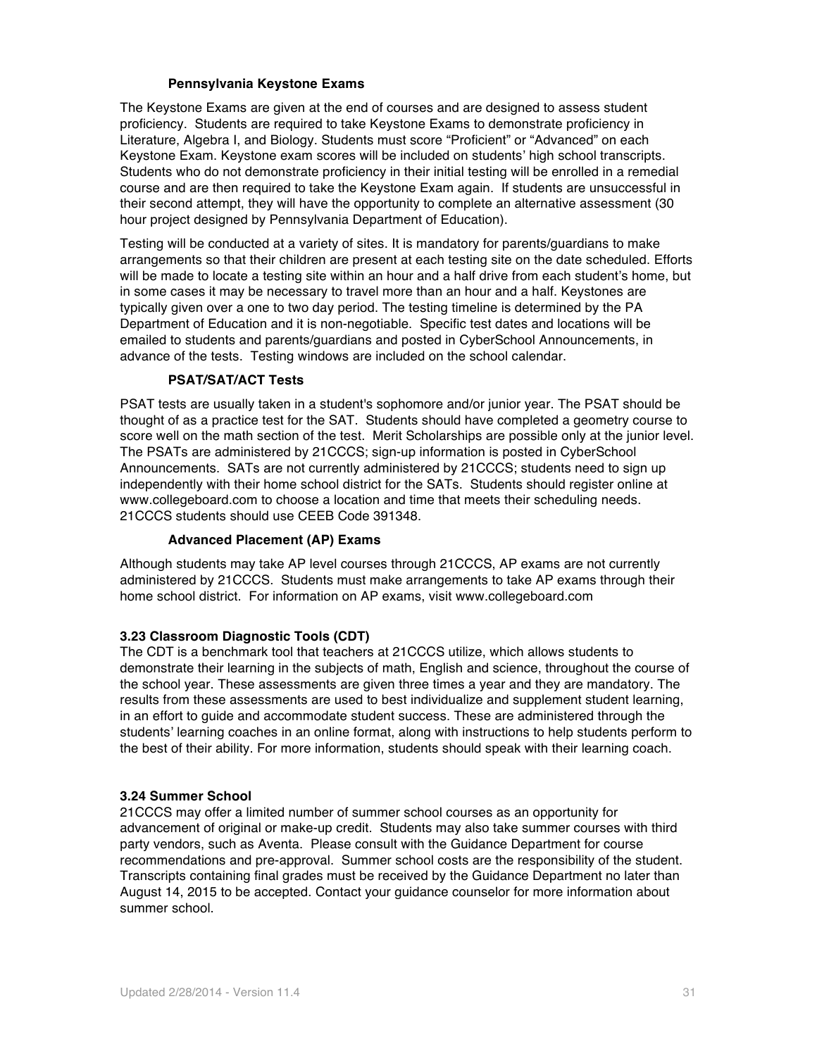#### Pennsylvania Keystone Exams

The Keystone Exams are given at the end of courses and are designed to assess student proficiency. Students are required to take Keystone Exams to demonstrate proficiency in Literature, Algebra I, and Biology. Students must score "Proficient" or "Advanced" on each Keystone Exam. Keystone exam scores will be included on students' high school transcripts. Students who do not demonstrate proficiency in their initial testing will be enrolled in a remedial course and are then required to take the Keystone Exam again. If students are unsuccessful in their second attempt, they will have the opportunity to complete an alternative assessment (30 hour project designed by Pennsylvania Department of Education).

Testing will be conducted at a variety of sites. It is mandatory for parents/guardians to make arrangements so that their children are present at each testing site on the date scheduled. Efforts will be made to locate a testing site within an hour and a half drive from each student's home, but in some cases it may be necessary to travel more than an hour and a half. Keystones are typically given over a one to two day period. The testing timeline is determined by the PA Department of Education and it is non-negotiable. Specific test dates and locations will be emailed to students and parents/guardians and posted in CyberSchool Announcements, in advance of the tests. Testing windows are included on the school calendar.

#### PSAT/SAT/ACT Tests

PSAT tests are usually taken in a student's sophomore and/or junior year. The PSAT should be thought of as a practice test for the SAT. Students should have completed a geometry course to score well on the math section of the test. Merit Scholarships are possible only at the junior level. The PSATs are administered by 21CCCS; sign-up information is posted in CyberSchool Announcements. SATs are not currently administered by 21CCCS; students need to sign up independently with their home school district for the SATs. Students should register online at www.collegeboard.com to choose a location and time that meets their scheduling needs. 21CCCS students should use CEEB Code 391348.

#### Advanced Placement (AP) Exams

Although students may take AP level courses through 21CCCS, AP exams are not currently administered by 21CCCS. Students must make arrangements to take AP exams through their home school district. For information on AP exams, visit www.collegeboard.com

### 3.23 Classroom Diagnostic Tools (CDT)

The CDT is a benchmark tool that teachers at 21CCCS utilize, which allows students to demonstrate their learning in the subjects of math, English and science, throughout the course of the school year. These assessments are given three times a year and they are mandatory. The results from these assessments are used to best individualize and supplement student learning, in an effort to guide and accommodate student success. These are administered through the students' learning coaches in an online format, along with instructions to help students perform to the best of their ability. For more information, students should speak with their learning coach.

### 3.24 Summer School

21CCCS may offer a limited number of summer school courses as an opportunity for advancement of original or make-up credit. Students may also take summer courses with third party vendors, such as Aventa. Please consult with the Guidance Department for course recommendations and pre-approval. Summer school costs are the responsibility of the student. Transcripts containing final grades must be received by the Guidance Department no later than August 14, 2015 to be accepted. Contact your guidance counselor for more information about summer school.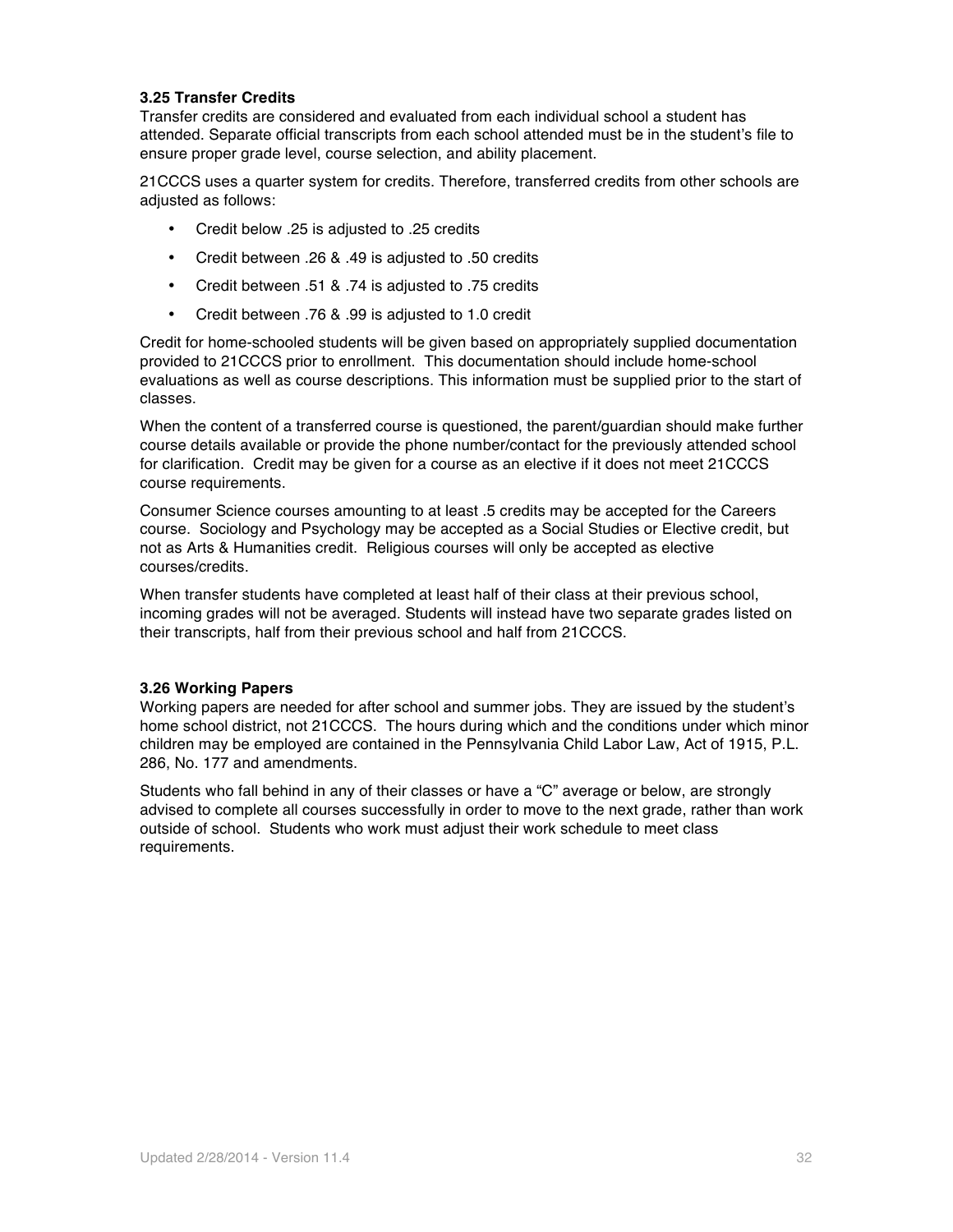### 3.25 Transfer Credits

Transfer credits are considered and evaluated from each individual school a student has attended. Separate official transcripts from each school attended must be in the student's file to ensure proper grade level, course selection, and ability placement.

21CCCS uses a quarter system for credits. Therefore, transferred credits from other schools are adjusted as follows:

- Credit below .25 is adjusted to .25 credits
- Credit between .26 & .49 is adjusted to .50 credits
- Credit between .51 & .74 is adjusted to .75 credits
- Credit between .76 & .99 is adjusted to 1.0 credit

Credit for home-schooled students will be given based on appropriately supplied documentation provided to 21CCCS prior to enrollment. This documentation should include home-school evaluations as well as course descriptions. This information must be supplied prior to the start of classes.

When the content of a transferred course is questioned, the parent/guardian should make further course details available or provide the phone number/contact for the previously attended school for clarification. Credit may be given for a course as an elective if it does not meet 21CCCS course requirements.

Consumer Science courses amounting to at least .5 credits may be accepted for the Careers course. Sociology and Psychology may be accepted as a Social Studies or Elective credit, but not as Arts & Humanities credit. Religious courses will only be accepted as elective courses/credits.

When transfer students have completed at least half of their class at their previous school, incoming grades will not be averaged. Students will instead have two separate grades listed on their transcripts, half from their previous school and half from 21CCCS.

### 3.26 Working Papers

Working papers are needed for after school and summer jobs. They are issued by the student's home school district, not 21CCCS. The hours during which and the conditions under which minor children may be employed are contained in the Pennsylvania Child Labor Law, Act of 1915, P.L. 286, No. 177 and amendments.

Students who fall behind in any of their classes or have a "C" average or below, are strongly advised to complete all courses successfully in order to move to the next grade, rather than work outside of school. Students who work must adjust their work schedule to meet class requirements.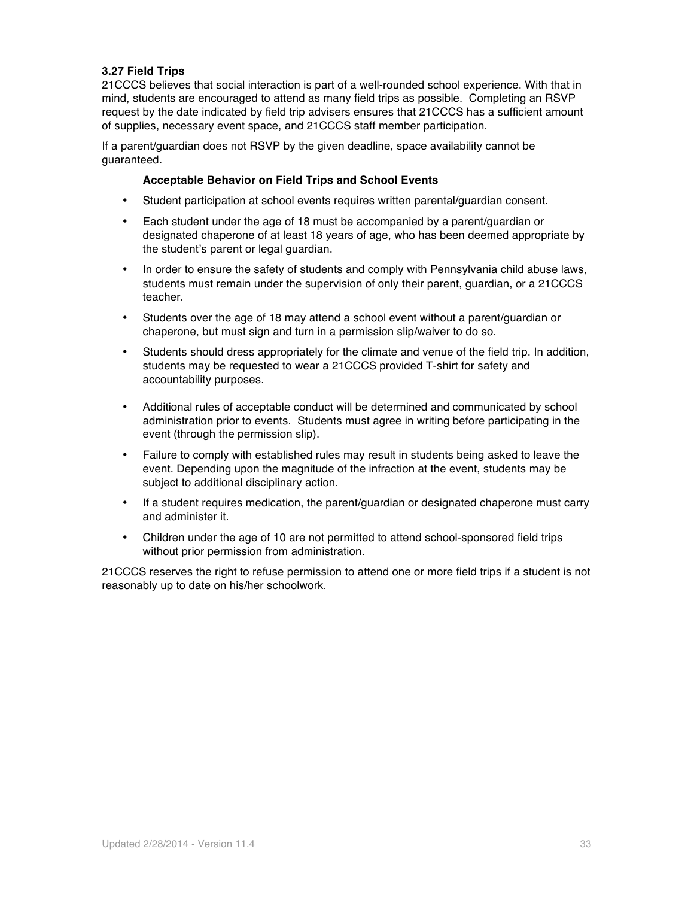### 3.27 Field Trips

21CCCS believes that social interaction is part of a well-rounded school experience. With that in mind, students are encouraged to attend as many field trips as possible. Completing an RSVP request by the date indicated by field trip advisers ensures that 21CCCS has a sufficient amount of supplies, necessary event space, and 21CCCS staff member participation.

If a parent/guardian does not RSVP by the given deadline, space availability cannot be guaranteed.

#### Acceptable Behavior on Field Trips and School Events

- Student participation at school events requires written parental/guardian consent.
- Each student under the age of 18 must be accompanied by a parent/guardian or designated chaperone of at least 18 years of age, who has been deemed appropriate by the student's parent or legal guardian.
- In order to ensure the safety of students and comply with Pennsylvania child abuse laws, students must remain under the supervision of only their parent, guardian, or a 21CCCS teacher.
- Students over the age of 18 may attend a school event without a parent/guardian or chaperone, but must sign and turn in a permission slip/waiver to do so.
- Students should dress appropriately for the climate and venue of the field trip. In addition, students may be requested to wear a 21CCCS provided T-shirt for safety and accountability purposes.
- Additional rules of acceptable conduct will be determined and communicated by school administration prior to events. Students must agree in writing before participating in the event (through the permission slip).
- Failure to comply with established rules may result in students being asked to leave the event. Depending upon the magnitude of the infraction at the event, students may be subject to additional disciplinary action.
- If a student requires medication, the parent/guardian or designated chaperone must carry and administer it.
- Children under the age of 10 are not permitted to attend school-sponsored field trips without prior permission from administration.

21CCCS reserves the right to refuse permission to attend one or more field trips if a student is not reasonably up to date on his/her schoolwork.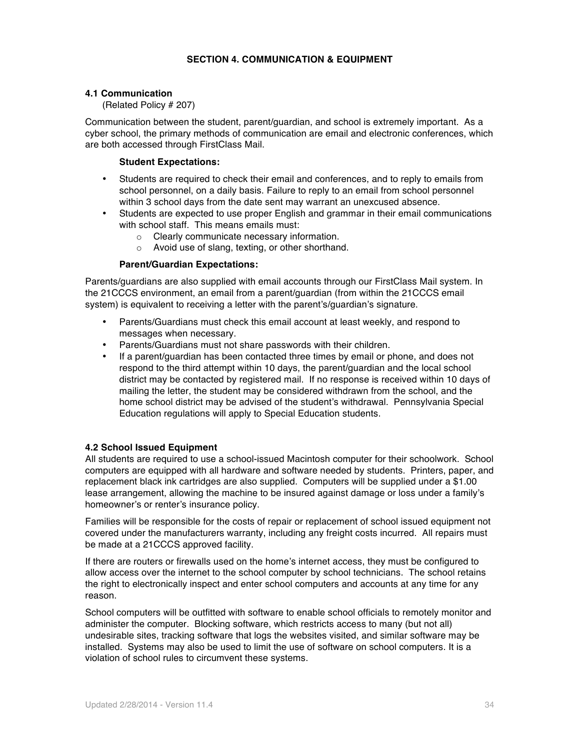## SECTION 4. COMMUNICATION & EQUIPMENT

### 4.1 Communication

(Related Policy # 207)

Communication between the student, parent/guardian, and school is extremely important. As a cyber school, the primary methods of communication are email and electronic conferences, which are both accessed through FirstClass Mail.

**Student Expectations:**

- Students are required to check their email and conferences, and to reply to emails from school personnel, on a daily basis. Failure to reply to an email from school personnel within 3 school days from the date sent may warrant an unexcused absence.
- Students are expected to use proper English and grammar in their email communications with school staff. This means emails must:
  - Clearly communicate necessary information.
  - Avoid use of slang, texting, or other shorthand.

**Parent/Guardian Expectations:**

Parents/guardians are also supplied with email accounts through our FirstClass Mail system. In the 21CCCS environment, an email from a parent/guardian (from within the 21CCCS email system) is equivalent to receiving a letter with the parent's/guardian's signature.

- Parents/Guardians must check this email account at least weekly, and respond to messages when necessary.
- Parents/Guardians must not share passwords with their children.
- If a parent/guardian has been contacted three times by email or phone, and does not respond to the third attempt within 10 days, the parent/guardian and the local school district may be contacted by registered mail. If no response is received within 10 days of mailing the letter, the student may be considered withdrawn from the school, and the home school district may be advised of the student's withdrawal. Pennsylvania Special Education regulations will apply to Special Education students.

### 4.2 School Issued Equipment

All students are required to use a school-issued Macintosh computer for their schoolwork. School computers are equipped with all hardware and software needed by students. Printers, paper, and replacement black ink cartridges are also supplied. Computers will be supplied under a $1.00 lease arrangement, allowing the machine to be insured against damage or loss under a family's homeowner's or renter's insurance policy.

Families will be responsible for the costs of repair or replacement of school issued equipment not covered under the manufacturers warranty, including any freight costs incurred. All repairs must be made at a 21CCCS approved facility.

If there are routers or firewalls used on the home's internet access, they must be configured to allow access over the internet to the school computer by school technicians. The school retains the right to electronically inspect and enter school computers and accounts at any time for any reason.

School computers will be outfitted with software to enable school officials to remotely monitor and administer the computer. Blocking software, which restricts access to many (but not all) undesirable sites, tracking software that logs the websites visited, and similar software may be installed. Systems may also be used to limit the use of software on school computers. It is a violation of school rules to circumvent these systems.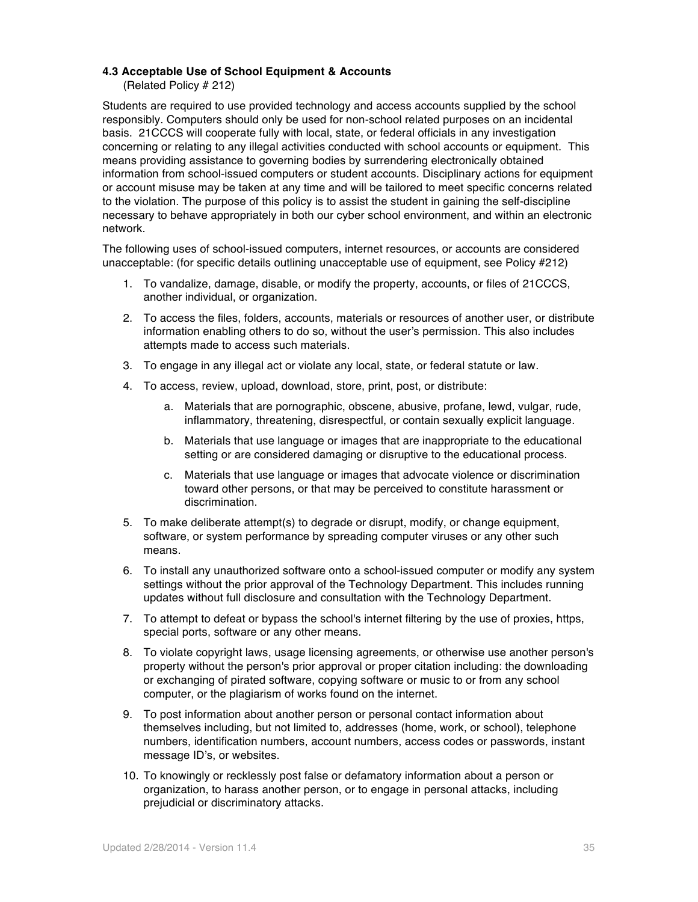### 4.3 Acceptable Use of School Equipment & Accounts

(Related Policy # 212)

Students are required to use provided technology and access accounts supplied by the school responsibly. Computers should only be used for non-school related purposes on an incidental basis. 21CCCS will cooperate fully with local, state, or federal officials in any investigation concerning or relating to any illegal activities conducted with school accounts or equipment. This means providing assistance to governing bodies by surrendering electronically obtained information from school-issued computers or student accounts. Disciplinary actions for equipment or account misuse may be taken at any time and will be tailored to meet specific concerns related to the violation. The purpose of this policy is to assist the student in gaining the self-discipline necessary to behave appropriately in both our cyber school environment, and within an electronic network.

The following uses of school-issued computers, internet resources, or accounts are considered unacceptable: (for specific details outlining unacceptable use of equipment, see Policy #212)

1. To vandalize, damage, disable, or modify the property, accounts, or files of 21CCCS, another individual, or organization.
2. To access the files, folders, accounts, materials or resources of another user, or distribute information enabling others to do so, without the user's permission. This also includes attempts made to access such materials.
3. To engage in any illegal act or violate any local, state, or federal statute or law.
4. To access, review, upload, download, store, print, post, or distribute:
    a. Materials that are pornographic, obscene, abusive, profane, lewd, vulgar, rude, inflammatory, threatening, disrespectful, or contain sexually explicit language.
    b. Materials that use language or images that are inappropriate to the educational setting or are considered damaging or disruptive to the educational process.
    c. Materials that use language or images that advocate violence or discrimination toward other persons, or that may be perceived to constitute harassment or discrimination.
5. To make deliberate attempt(s) to degrade or disrupt, modify, or change equipment, software, or system performance by spreading computer viruses or any other such means.
6. To install any unauthorized software onto a school-issued computer or modify any system settings without the prior approval of the Technology Department. This includes running updates without full disclosure and consultation with the Technology Department.
7. To attempt to defeat or bypass the school's internet filtering by the use of proxies, https, special ports, software or any other means.
8. To violate copyright laws, usage licensing agreements, or otherwise use another person's property without the person's prior approval or proper citation including: the downloading or exchanging of pirated software, copying software or music to or from any school computer, or the plagiarism of works found on the internet.
9. To post information about another person or personal contact information about themselves including, but not limited to, addresses (home, work, or school), telephone numbers, identification numbers, account numbers, access codes or passwords, instant message ID's, or websites.
10. To knowingly or recklessly post false or defamatory information about a person or organization, to harass another person, or to engage in personal attacks, including prejudicial or discriminatory attacks.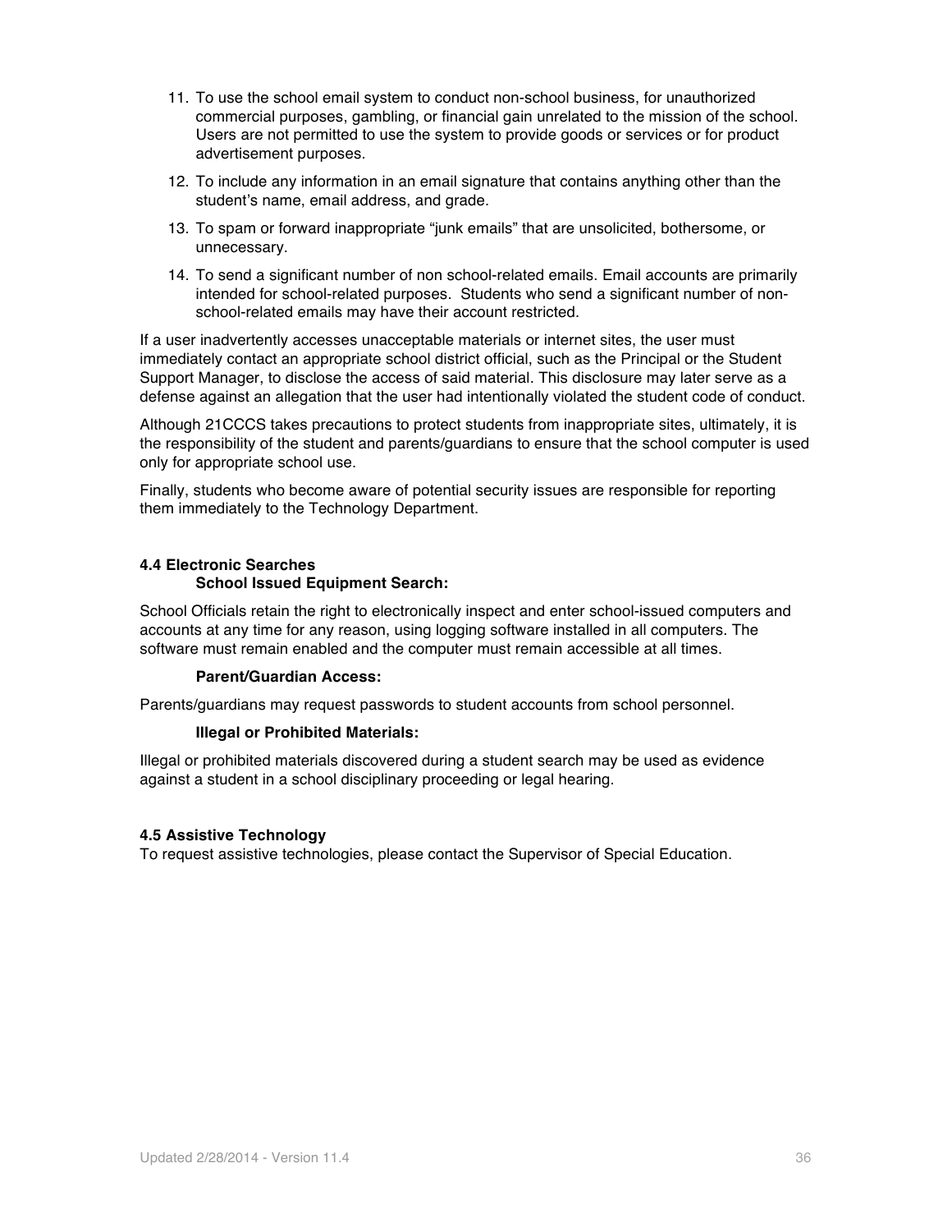11. To use the school email system to conduct non-school business, for unauthorized commercial purposes, gambling, or financial gain unrelated to the mission of the school. Users are not permitted to use the system to provide goods or services or for product advertisement purposes.
12. To include any information in an email signature that contains anything other than the student's name, email address, and grade.
13. To spam or forward inappropriate "junk emails" that are unsolicited, bothersome, or unnecessary.
14. To send a significant number of non school-related emails. Email accounts are primarily intended for school-related purposes. Students who send a significant number of non-school-related emails may have their account restricted.

If a user inadvertently accesses unacceptable materials or internet sites, the user must immediately contact an appropriate school district official, such as the Principal or the Student Support Manager, to disclose the access of said material. This disclosure may later serve as a defense against an allegation that the user had intentionally violated the student code of conduct.

Although 21CCCS takes precautions to protect students from inappropriate sites, ultimately, it is the responsibility of the student and parents/guardians to ensure that the school computer is used only for appropriate school use.

Finally, students who become aware of potential security issues are responsible for reporting them immediately to the Technology Department.

## 4.4 Electronic Searches

### School Issued Equipment Search:

School Officials retain the right to electronically inspect and enter school-issued computers and accounts at any time for any reason, using logging software installed in all computers. The software must remain enabled and the computer must remain accessible at all times.

### Parent/Guardian Access:

Parents/guardians may request passwords to student accounts from school personnel.

### Illegal or Prohibited Materials:

Illegal or prohibited materials discovered during a student search may be used as evidence against a student in a school disciplinary proceeding or legal hearing.

## 4.5 Assistive Technology

To request assistive technologies, please contact the Supervisor of Special Education.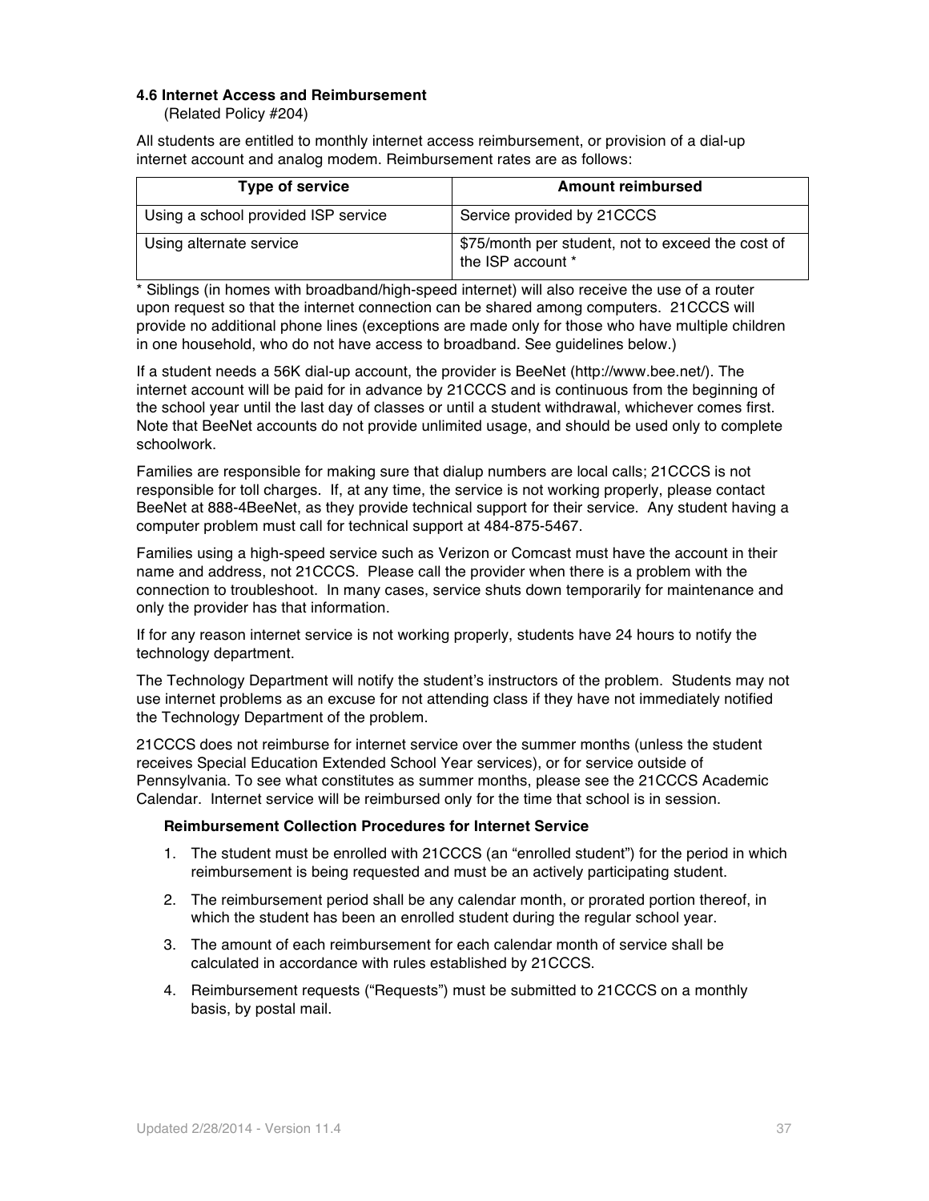### 4.6 Internet Access and Reimbursement

(Related Policy #204)

All students are entitled to monthly internet access reimbursement, or provision of a dial-up internet account and analog modem. Reimbursement rates are as follows:

| Type of service | Amount reimbursed |
| --- | --- |
| Using a school provided ISP service | Service provided by 21CCCS |
| Using alternate service | $75/month per student, not to exceed the cost of the ISP account * |

* Siblings (in homes with broadband/high-speed internet) will also receive the use of a router upon request so that the internet connection can be shared among computers. 21CCCS will provide no additional phone lines (exceptions are made only for those who have multiple children in one household, who do not have access to broadband. See guidelines below.)

If a student needs a 56K dial-up account, the provider is BeeNet (http://www.bee.net/). The internet account will be paid for in advance by 21CCCS and is continuous from the beginning of the school year until the last day of classes or until a student withdrawal, whichever comes first. Note that BeeNet accounts do not provide unlimited usage, and should be used only to complete schoolwork.

Families are responsible for making sure that dialup numbers are local calls; 21CCCS is not responsible for toll charges. If, at any time, the service is not working properly, please contact BeeNet at 888-4BeeNet, as they provide technical support for their service. Any student having a computer problem must call for technical support at 484-875-5467.

Families using a high-speed service such as Verizon or Comcast must have the account in their name and address, not 21CCCS. Please call the provider when there is a problem with the connection to troubleshoot. In many cases, service shuts down temporarily for maintenance and only the provider has that information.

If for any reason internet service is not working properly, students have 24 hours to notify the technology department.

The Technology Department will notify the student's instructors of the problem. Students may not use internet problems as an excuse for not attending class if they have not immediately notified the Technology Department of the problem.

21CCCS does not reimburse for internet service over the summer months (unless the student receives Special Education Extended School Year services), or for service outside of Pennsylvania. To see what constitutes as summer months, please see the 21CCCS Academic Calendar. Internet service will be reimbursed only for the time that school is in session.

**Reimbursement Collection Procedures for Internet Service**

1. The student must be enrolled with 21CCCS (an "enrolled student") for the period in which reimbursement is being requested and must be an actively participating student.
2. The reimbursement period shall be any calendar month, or prorated portion thereof, in which the student has been an enrolled student during the regular school year.
3. The amount of each reimbursement for each calendar month of service shall be calculated in accordance with rules established by 21CCCS.
4. Reimbursement requests ("Requests") must be submitted to 21CCCS on a monthly basis, by postal mail.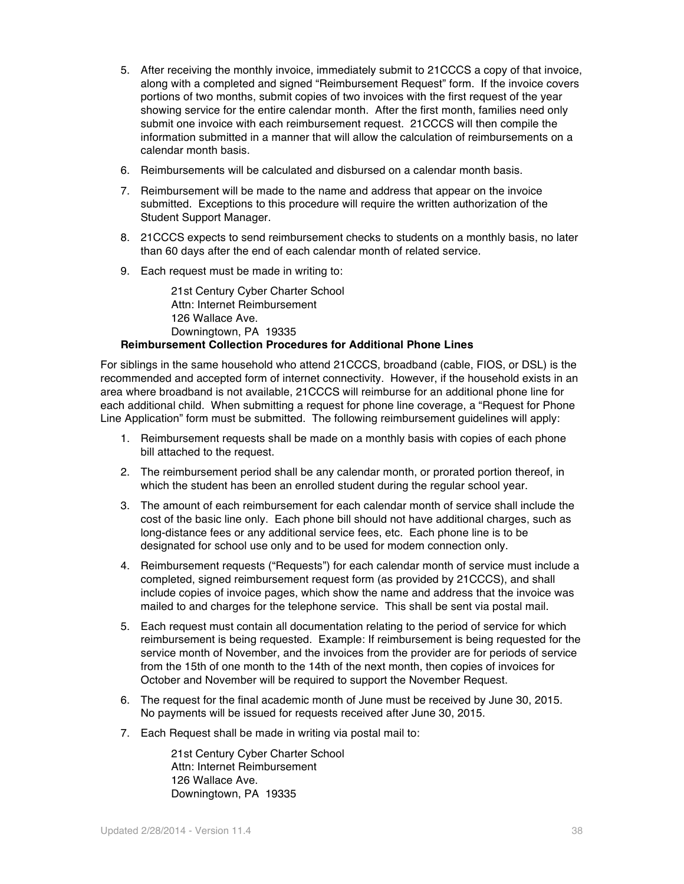5. After receiving the monthly invoice, immediately submit to 21CCCS a copy of that invoice, along with a completed and signed "Reimbursement Request" form. If the invoice covers portions of two months, submit copies of two invoices with the first request of the year showing service for the entire calendar month. After the first month, families need only submit one invoice with each reimbursement request. 21CCCS will then compile the information submitted in a manner that will allow the calculation of reimbursements on a calendar month basis.

6. Reimbursements will be calculated and disbursed on a calendar month basis.

7. Reimbursement will be made to the name and address that appear on the invoice submitted. Exceptions to this procedure will require the written authorization of the Student Support Manager.

8. 21CCCS expects to send reimbursement checks to students on a monthly basis, no later than 60 days after the end of each calendar month of related service.

9. Each request must be made in writing to:

   21st Century Cyber Charter School
   Attn: Internet Reimbursement
   126 Wallace Ave.
   Downingtown, PA 19335

**Reimbursement Collection Procedures for Additional Phone Lines**

For siblings in the same household who attend 21CCCS, broadband (cable, FIOS, or DSL) is the recommended and accepted form of internet connectivity. However, if the household exists in an area where broadband is not available, 21CCCS will reimburse for an additional phone line for each additional child. When submitting a request for phone line coverage, a "Request for Phone Line Application" form must be submitted. The following reimbursement guidelines will apply:

1. Reimbursement requests shall be made on a monthly basis with copies of each phone bill attached to the request.

2. The reimbursement period shall be any calendar month, or prorated portion thereof, in which the student has been an enrolled student during the regular school year.

3. The amount of each reimbursement for each calendar month of service shall include the cost of the basic line only. Each phone bill should not have additional charges, such as long-distance fees or any additional service fees, etc. Each phone line is to be designated for school use only and to be used for modem connection only.

4. Reimbursement requests ("Requests") for each calendar month of service must include a completed, signed reimbursement request form (as provided by 21CCCS), and shall include copies of invoice pages, which show the name and address that the invoice was mailed to and charges for the telephone service. This shall be sent via postal mail.

5. Each request must contain all documentation relating to the period of service for which reimbursement is being requested. Example: If reimbursement is being requested for the service month of November, and the invoices from the provider are for periods of service from the 15th of one month to the 14th of the next month, then copies of invoices for October and November will be required to support the November Request.

6. The request for the final academic month of June must be received by June 30, 2015. No payments will be issued for requests received after June 30, 2015.

7. Each Request shall be made in writing via postal mail to:

   21st Century Cyber Charter School
   Attn: Internet Reimbursement
   126 Wallace Ave.
   Downingtown, PA 19335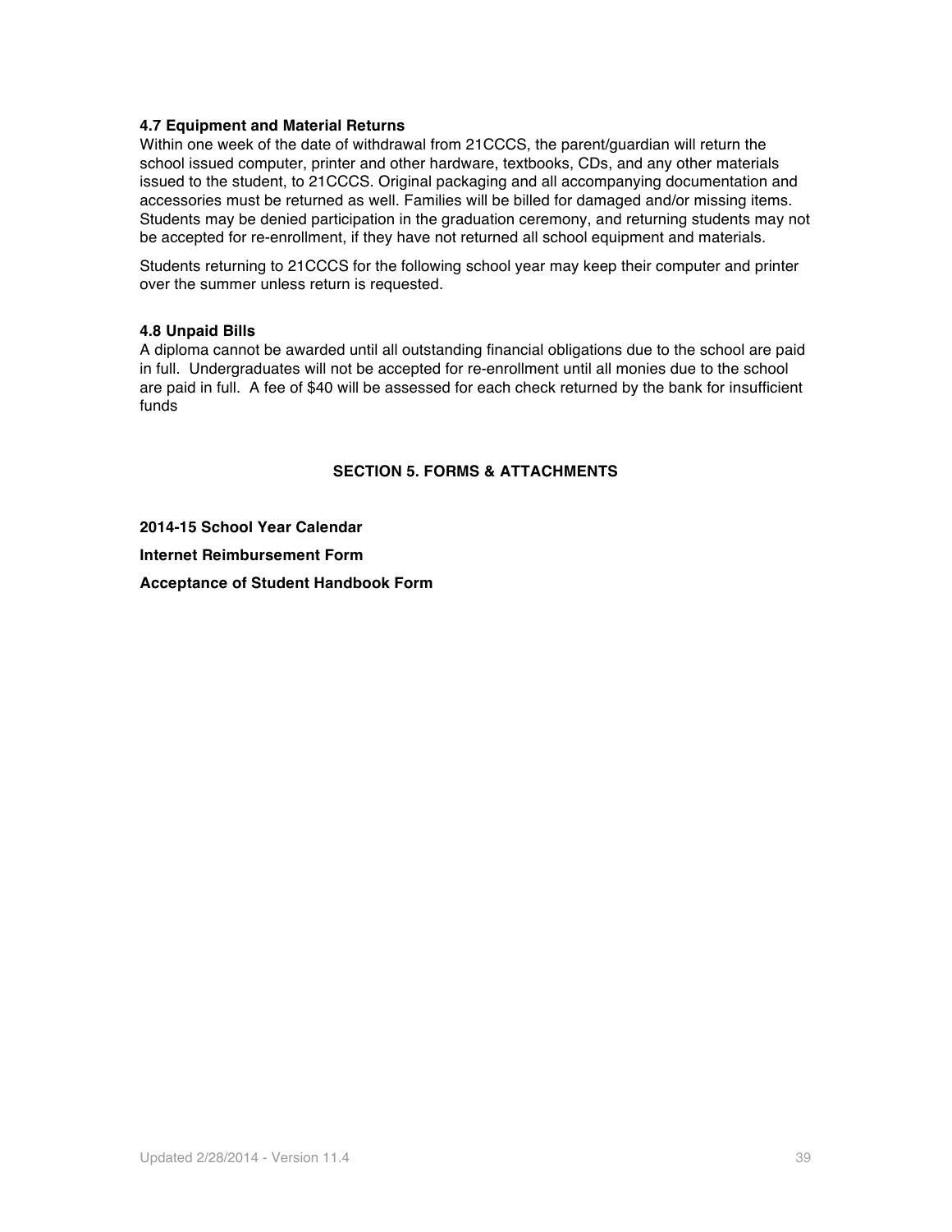### 4.7 Equipment and Material Returns

Within one week of the date of withdrawal from 21CCCS, the parent/guardian will return the school issued computer, printer and other hardware, textbooks, CDs, and any other materials issued to the student, to 21CCCS. Original packaging and all accompanying documentation and accessories must be returned as well. Families will be billed for damaged and/or missing items. Students may be denied participation in the graduation ceremony, and returning students may not be accepted for re-enrollment, if they have not returned all school equipment and materials.

Students returning to 21CCCS for the following school year may keep their computer and printer over the summer unless return is requested.

### 4.8 Unpaid Bills

A diploma cannot be awarded until all outstanding financial obligations due to the school are paid in full. Undergraduates will not be accepted for re-enrollment until all monies due to the school are paid in full. A fee of $40 will be assessed for each check returned by the bank for insufficient funds

## SECTION 5. FORMS & ATTACHMENTS

**2014-15 School Year Calendar**

**Internet Reimbursement Form**

**Acceptance of Student Handbook Form**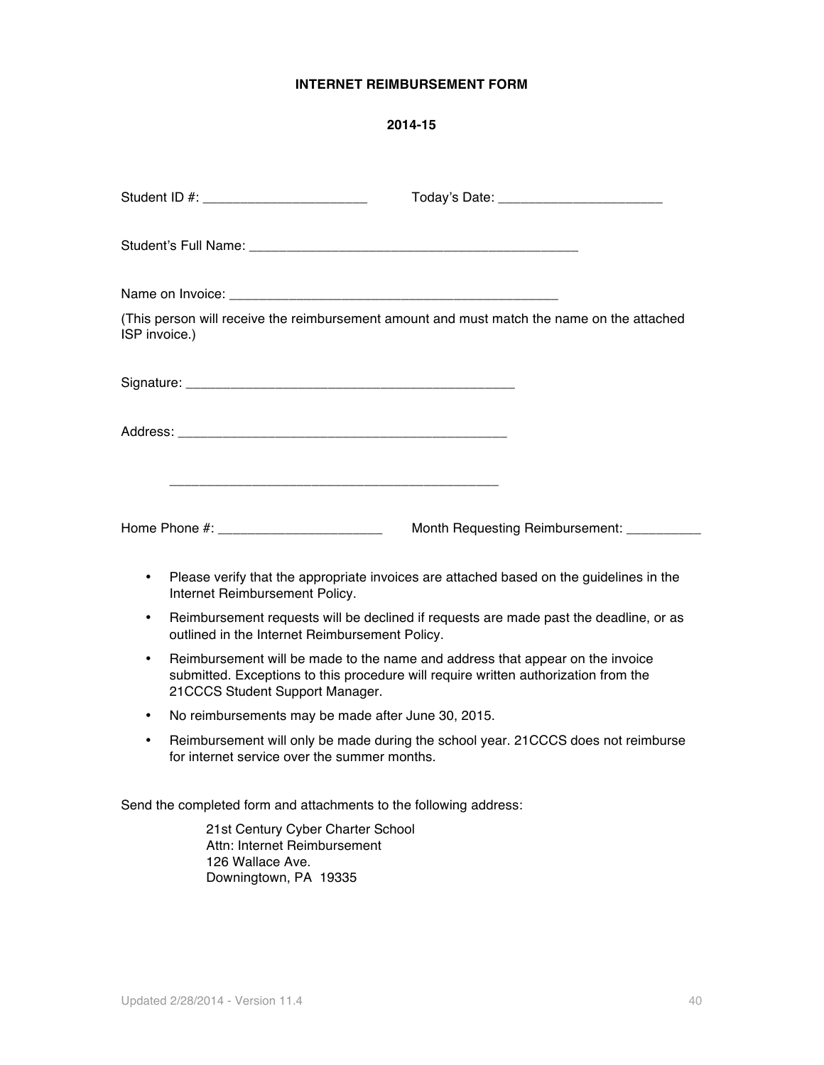# INTERNET REIMBURSEMENT FORM

**2014-15**

Student ID #: ______________________ Today's Date: ______________________

Student's Full Name: ____________________________________________

Name on Invoice: ____________________________________________

(This person will receive the reimbursement amount and must match the name on the attached ISP invoice.)

Signature: ____________________________________________

Address: ____________________________________________

____________________________________________

Home Phone #: ______________________ Month Requesting Reimbursement: __________

- Please verify that the appropriate invoices are attached based on the guidelines in the Internet Reimbursement Policy.
- Reimbursement requests will be declined if requests are made past the deadline, or as outlined in the Internet Reimbursement Policy.
- Reimbursement will be made to the name and address that appear on the invoice submitted. Exceptions to this procedure will require written authorization from the 21CCCS Student Support Manager.
- No reimbursements may be made after June 30, 2015.
- Reimbursement will only be made during the school year. 21CCCS does not reimburse for internet service over the summer months.

Send the completed form and attachments to the following address:

21st Century Cyber Charter School
Attn: Internet Reimbursement
126 Wallace Ave.
Downingtown, PA 19335

Updated 2/28/2014 - Version 11.4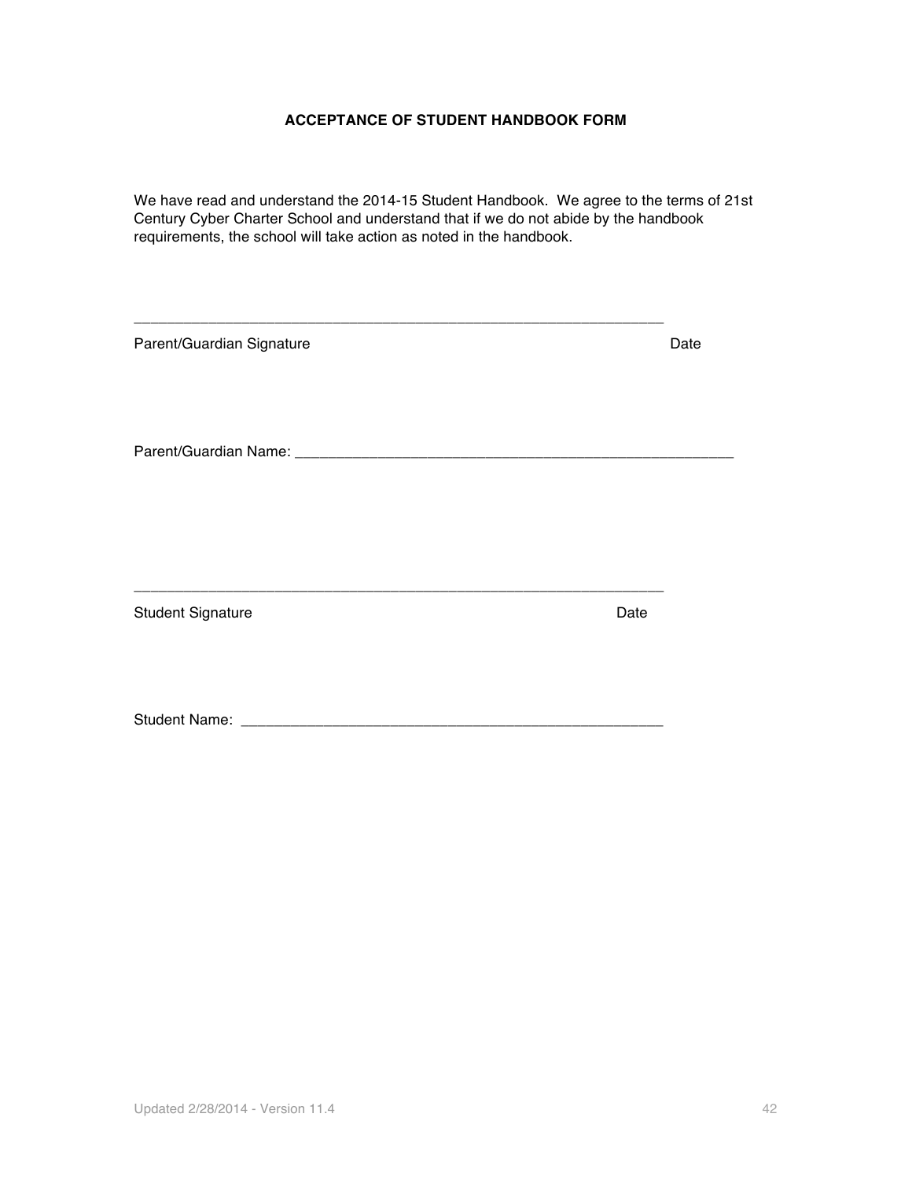**ACCEPTANCE OF STUDENT HANDBOOK FORM**

We have read and understand the 2014-15 Student Handbook. We agree to the terms of 21st Century Cyber Charter School and understand that if we do not abide by the handbook requirements, the school will take action as noted in the handbook.

_______________________________________________________________

Parent/Guardian Signature Date

Parent/Guardian Name: ____________________________________________________

_______________________________________________________________

Student Signature Date

Student Name: __________________________________________________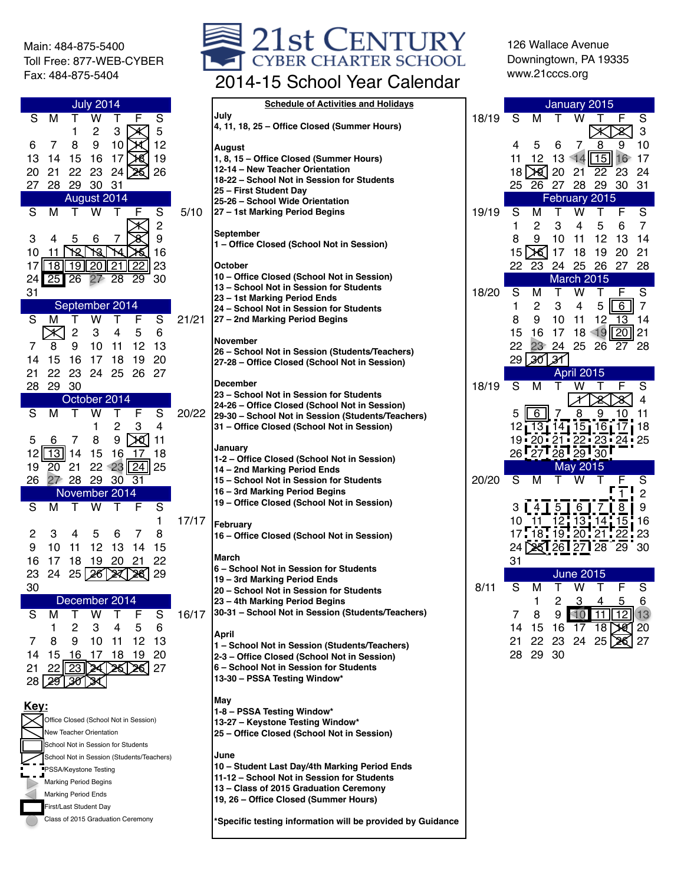Main: 484-875-5400
Toll Free: 877-WEB-CYBER
Fax: 484-875-5404

# 21st CENTURY CYBER CHARTER SCHOOL

## 2014-15 School Year Calendar

126 Wallace Avenue
Downingtown, PA 19335
www.21cccs.org

### July 2014

| S | M | T | W | T | F | S |
|---|---|---|---|---|---|---|
| | | 1 | 2 | 3 | 4 | 5 |
| 6 | 7 | 8 | 9 | 10 | 11 | 12 |
| 13 | 14 | 15 | 16 | 17 | 18 | 19 |
| 20 | 21 | 22 | 23 | 24 | 25 | 26 |
| 27 | 28 | 29 | 30 | 31 | | |

### August 2014 (5/10)

| S | M | T | W | T | F | S |
|---|---|---|---|---|---|---|
| | | | | | 1 | 2 |
| 3 | 4 | 5 | 6 | 7 | 8 | 9 |
| 10 | 11 | 12 | 13 | 14 | 15 | 16 |
| 17 | 18 | 19 | 20 | 21 | 22 | 23 |
| 24 | 25 | 26 | 27 | 28 | 29 | 30 |
| 31 | | | | | | |

### September 2014 (21/21)

| S | M | T | W | T | F | S |
|---|---|---|---|---|---|---|
| | 1 | 2 | 3 | 4 | 5 | 6 |
| 7 | 8 | 9 | 10 | 11 | 12 | 13 |
| 14 | 15 | 16 | 17 | 18 | 19 | 20 |
| 21 | 22 | 23 | 24 | 25 | 26 | 27 |
| 28 | 29 | 30 | | | | |

### October 2014 (20/22)

| S | M | T | W | T | F | S |
|---|---|---|---|---|---|---|
| | | | 1 | 2 | 3 | 4 |
| 5 | 6 | 7 | 8 | 9 | 10 | 11 |
| 12 | 13 | 14 | 15 | 16 | 17 | 18 |
| 19 | 20 | 21 | 22 | 23 | 24 | 25 |
| 26 | 27 | 28 | 29 | 30 | 31 | |

### November 2014 (17/17)

| S | M | T | W | T | F | S |
|---|---|---|---|---|---|---|
| | | | | | | 1 |
| 2 | 3 | 4 | 5 | 6 | 7 | 8 |
| 9 | 10 | 11 | 12 | 13 | 14 | 15 |
| 16 | 17 | 18 | 19 | 20 | 21 | 22 |
| 23 | 24 | 25 | 26 | 27 | 28 | 29 |
| 30 | | | | | | |

### December 2014 (16/17)

| S | M | T | W | T | F | S |
|---|---|---|---|---|---|---|
| | 1 | 2 | 3 | 4 | 5 | 6 |
| 7 | 8 | 9 | 10 | 11 | 12 | 13 |
| 14 | 15 | 16 | 17 | 18 | 19 | 20 |
| 21 | 22 | 23 | 24 | 25 | 26 | 27 |
| 28 | 29 | 30 | 31 | | | |

**Key:**

- Office Closed (School Not in Session)
- New Teacher Orientation
- School Not in Session for Students
- School Not in Session (Students/Teachers)
- PSSA/Keystone Testing
- Marking Period Begins
- Marking Period Ends
- First/Last Student Day
- Class of 2015 Graduation Ceremony

### Schedule of Activities and Holidays

**July**
**4, 11, 18, 25 – Office Closed (Summer Hours)**

**August**
**1, 8, 15 – Office Closed (Summer Hours)**
**12-14 – New Teacher Orientation**
**18-22 – School Not in Session for Students**
**25 – First Student Day**
**25-26 – School Wide Orientation**
**27 – 1st Marking Period Begins**

**September**
**1 – Office Closed (School Not in Session)**

**October**
**10 – Office Closed (School Not in Session)**
**13 – School Not in Session for Students**
**23 – 1st Marking Period Ends**
**24 – School Not in Session for Students**
**27 – 2nd Marking Period Begins**

**November**
**26 – School Not in Session (Students/Teachers)**
**27-28 – Office Closed (School Not in Session)**

**December**
**23 – School Not in Session for Students**
**24-26 – Office Closed (School Not in Session)**
**29-30 – School Not in Session (Students/Teachers)**
**31 – Office Closed (School Not in Session)**

**January**
**1-2 – Office Closed (School Not in Session)**
**14 – 2nd Marking Period Ends**
**15 – School Not in Session for Students**
**16 – 3rd Marking Period Begins**
**19 – Office Closed (School Not in Session)**

**February**
**16 – Office Closed (School Not in Session)**

**March**
**6 – School Not in Session for Students**
**19 – 3rd Marking Period Ends**
**20 – School Not in Session for Students**
**23 – 4th Marking Period Begins**
**30-31 – School Not in Session (Students/Teachers)**

**April**
**1 – School Not in Session (Students/Teachers)**
**2-3 – Office Closed (School Not in Session)**
**6 – School Not in Session for Students**
**13-30 – PSSA Testing Window***

**May**
**1-8 – PSSA Testing Window***
**13-27 – Keystone Testing Window***
**25 – Office Closed (School Not in Session)**

**June**
**10 – Student Last Day/4th Marking Period Ends**
**11-12 – School Not in Session for Students**
**13 – Class of 2015 Graduation Ceremony**
**19, 26 – Office Closed (Summer Hours)**

***Specific testing information will be provided by Guidance**

### January 2015 (18/19)

| S | M | T | W | T | F | S |
|---|---|---|---|---|---|---|
| | | | | 1 | 2 | 3 |
| 4 | 5 | 6 | 7 | 8 | 9 | 10 |
| 11 | 12 | 13 | 14 | 15 | 16 | 17 |
| 18 | 19 | 20 | 21 | 22 | 23 | 24 |
| 25 | 26 | 27 | 28 | 29 | 30 | 31 |

### February 2015 (19/19)

| S | M | T | W | T | F | S |
|---|---|---|---|---|---|---|
| 1 | 2 | 3 | 4 | 5 | 6 | 7 |
| 8 | 9 | 10 | 11 | 12 | 13 | 14 |
| 15 | 16 | 17 | 18 | 19 | 20 | 21 |
| 22 | 23 | 24 | 25 | 26 | 27 | 28 |

### March 2015 (18/20)

| S | M | T | W | T | F | S |
|---|---|---|---|---|---|---|
| 1 | 2 | 3 | 4 | 5 | 6 | 7 |
| 8 | 9 | 10 | 11 | 12 | 13 | 14 |
| 15 | 16 | 17 | 18 | 19 | 20 | 21 |
| 22 | 23 | 24 | 25 | 26 | 27 | 28 |
| 29 | 30 | 31 | | | | |

### April 2015 (18/19)

| S | M | T | W | T | F | S |
|---|---|---|---|---|---|---|
| | | | 1 | 2 | 3 | 4 |
| 5 | 6 | 7 | 8 | 9 | 10 | 11 |
| 12 | 13 | 14 | 15 | 16 | 17 | 18 |
| 19 | 20 | 21 | 22 | 23 | 24 | 25 |
| 26 | 27 | 28 | 29 | 30 | | |

### May 2015 (20/20)

| S | M | T | W | T | F | S |
|---|---|---|---|---|---|---|
| | | | | | 1 | 2 |
| 3 | 4 | 5 | 6 | 7 | 8 | 9 |
| 10 | 11 | 12 | 13 | 14 | 15 | 16 |
| 17 | 18 | 19 | 20 | 21 | 22 | 23 |
| 24 | 25 | 26 | 27 | 28 | 29 | 30 |
| 31 | | | | | | |

### June 2015 (8/11)

| S | M | T | W | T | F | S |
|---|---|---|---|---|---|---|
| | 1 | 2 | 3 | 4 | 5 | 6 |
| 7 | 8 | 9 | 10 | 11 | 12 | 13 |
| 14 | 15 | 16 | 17 | 18 | 19 | 20 |
| 21 | 22 | 23 | 24 | 25 | 26 | 27 |
| 28 | 29 | 30 | | | | |